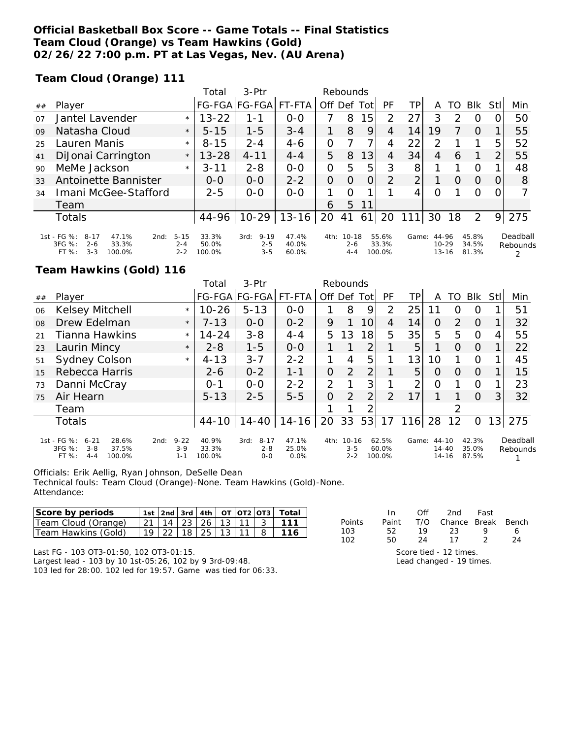**Official Basketball Box Score -- Game Totals -- Final Statistics**
**Team Cloud (Orange) vs Team Hawkins (Gold)**
**02/26/22 7:00 p.m. PT at Las Vegas, Nev. (AU Arena)**

**Team Cloud (Orange) 111**

| ## | Player | | Total FG-FGA | 3-Ptr FG-FGA | FT-FTA | Rebounds Off | Def | Tot | PF | TP | A | TO | Blk | Stl | Min |
|---|---|---|---|---|---|---|---|---|---|---|---|---|---|---|---|
| 07 | Jantel Lavender | * | 13-22 | 1-1 | 0-0 | 7 | 8 | 15 | 2 | 27 | 3 | 2 | 0 | 0 | 50 |
| 09 | Natasha Cloud | * | 5-15 | 1-5 | 3-4 | 1 | 8 | 9 | 4 | 14 | 19 | 7 | 0 | 1 | 55 |
| 25 | Lauren Manis | * | 8-15 | 2-4 | 4-6 | 0 | 7 | 7 | 4 | 22 | 2 | 1 | 1 | 5 | 52 |
| 41 | DiJonai Carrington | * | 13-28 | 4-11 | 4-4 | 5 | 8 | 13 | 4 | 34 | 4 | 6 | 1 | 2 | 55 |
| 90 | MeMe Jackson | * | 3-11 | 2-8 | 0-0 | 0 | 5 | 5 | 3 | 8 | 1 | 1 | 0 | 1 | 48 |
| 33 | Antoinette Bannister | | 0-0 | 0-0 | 2-2 | 0 | 0 | 0 | 2 | 2 | 1 | 0 | 0 | 0 | 8 |
| 34 | Imani McGee-Stafford | | 2-5 | 0-0 | 0-0 | 1 | 0 | 1 | 1 | 4 | 0 | 1 | 0 | 0 | 7 |
| | Team | | | | | 6 | 5 | 11 | | | | | | | |
| | Totals | | 44-96 | 10-29 | 13-16 | 20 | 41 | 61 | 20 | 111 | 30 | 18 | 2 | 9 | 275 |

| | 1st | 2nd | 3rd | 4th | Game | Deadball Rebounds |
|---|---|---|---|---|---|---|
| FG % | 8-17 47.1% | 5-15 33.3% | 9-19 47.4% | 10-18 55.6% | 44-96 45.8% | 2 |
| 3FG % | 2-6 33.3% | 2-4 50.0% | 2-5 40.0% | 2-6 33.3% | 10-29 34.5% | |
| FT % | 3-3 100.0% | 2-2 100.0% | 3-5 60.0% | 4-4 100.0% | 13-16 81.3% | |

**Team Hawkins (Gold) 116**

| ## | Player | | Total FG-FGA | 3-Ptr FG-FGA | FT-FTA | Rebounds Off | Def | Tot | PF | TP | A | TO | Blk | Stl | Min |
|---|---|---|---|---|---|---|---|---|---|---|---|---|---|---|---|
| 06 | Kelsey Mitchell | * | 10-26 | 5-13 | 0-0 | 1 | 8 | 9 | 2 | 25 | 11 | 0 | 0 | 1 | 51 |
| 08 | Drew Edelman | * | 7-13 | 0-0 | 0-2 | 9 | 1 | 10 | 4 | 14 | 0 | 2 | 0 | 1 | 32 |
| 21 | Tianna Hawkins | * | 14-24 | 3-8 | 4-4 | 5 | 13 | 18 | 5 | 35 | 5 | 5 | 0 | 4 | 55 |
| 23 | Laurin Mincy | * | 2-8 | 1-5 | 0-0 | 1 | 1 | 2 | 1 | 5 | 1 | 0 | 0 | 1 | 22 |
| 51 | Sydney Colson | * | 4-13 | 3-7 | 2-2 | 1 | 4 | 5 | 1 | 13 | 10 | 1 | 0 | 1 | 45 |
| 15 | Rebecca Harris | | 2-6 | 0-2 | 1-1 | 0 | 2 | 2 | 1 | 5 | 0 | 0 | 0 | 1 | 15 |
| 73 | Danni McCray | | 0-1 | 0-0 | 2-2 | 2 | 1 | 3 | 1 | 2 | 0 | 1 | 0 | 1 | 23 |
| 75 | Air Hearn | | 5-13 | 2-5 | 5-5 | 0 | 2 | 2 | 2 | 17 | 1 | 1 | 0 | 3 | 32 |
| | Team | | | | | 1 | 1 | 2 | | | | 2 | | | |
| | Totals | | 44-10 | 14-40 | 14-16 | 20 | 33 | 53 | 17 | 116 | 28 | 12 | 0 | 13 | 275 |

| | 1st | 2nd | 3rd | 4th | Game | Deadball Rebounds |
|---|---|---|---|---|---|---|
| FG % | 6-21 28.6% | 9-22 40.9% | 8-17 47.1% | 10-16 62.5% | 44-10 42.3% | 1 |
| 3FG % | 3-8 37.5% | 3-9 33.3% | 2-8 25.0% | 3-5 60.0% | 14-40 35.0% | |
| FT % | 4-4 100.0% | 1-1 100.0% | 0-0 0.0% | 2-2 100.0% | 14-16 87.5% | |

Officials: Erik Aellig, Ryan Johnson, DeSelle Dean
Technical fouls: Team Cloud (Orange)-None. Team Hawkins (Gold)-None.
Attendance:

| Score by periods | 1st | 2nd | 3rd | 4th | OT | OT2 | OT3 | Total |
|---|---|---|---|---|---|---|---|---|
| Team Cloud (Orange) | 21 | 14 | 23 | 26 | 13 | 11 | 3 | **111** |
| Team Hawkins (Gold) | 19 | 22 | 18 | 25 | 13 | 11 | 8 | **116** |

| Points | In Paint | Off T/O | 2nd Chance | Fast Break | Bench |
|---|---|---|---|---|---|
| 103 | 52 | 19 | 23 | 9 | 6 |
| 102 | 50 | 24 | 17 | 2 | 24 |

Last FG - 103 OT3-01:50, 102 OT3-01:15.
Largest lead - 103 by 10 1st-05:26, 102 by 9 3rd-09:48.
103 led for 28:00. 102 led for 19:57. Game was tied for 06:33.

Score tied - 12 times.
Lead changed - 19 times.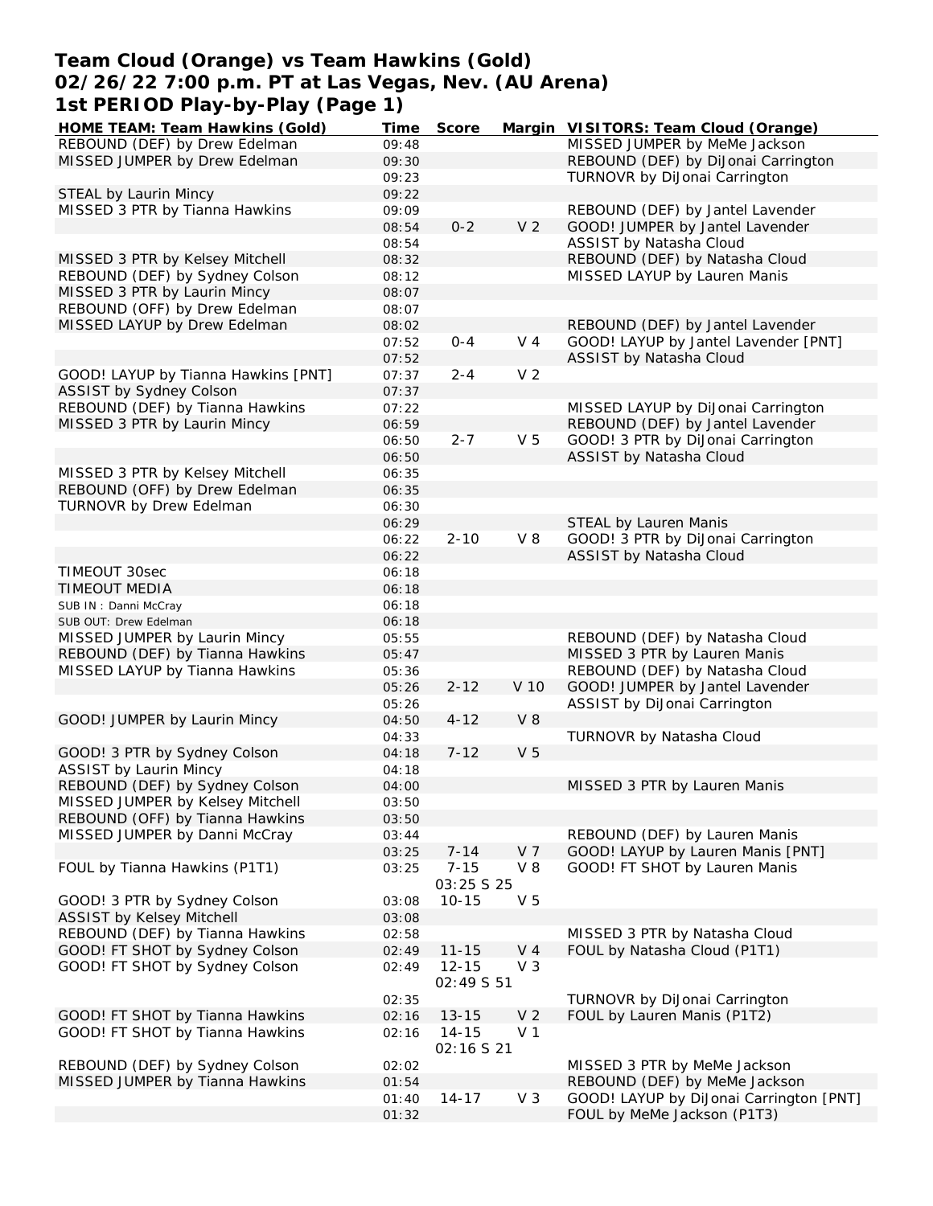# Team Cloud (Orange) vs Team Hawkins (Gold)
## 02/26/22 7:00 p.m. PT at Las Vegas, Nev. (AU Arena)
## 1st PERIOD Play-by-Play (Page 1)

| HOME TEAM: Team Hawkins (Gold) | Time | Score | Margin | VISITORS: Team Cloud (Orange) |
|---|---|---|---|---|
| REBOUND (DEF) by Drew Edelman | 09:48 | | | MISSED JUMPER by MeMe Jackson |
| MISSED JUMPER by Drew Edelman | 09:30 | | | REBOUND (DEF) by DiJonai Carrington |
| | 09:23 | | | TURNOVR by DiJonai Carrington |
| STEAL by Laurin Mincy | 09:22 | | | |
| MISSED 3 PTR by Tianna Hawkins | 09:09 | | | REBOUND (DEF) by Jantel Lavender |
| | 08:54 | 0-2 | V 2 | GOOD! JUMPER by Jantel Lavender |
| | 08:54 | | | ASSIST by Natasha Cloud |
| MISSED 3 PTR by Kelsey Mitchell | 08:32 | | | REBOUND (DEF) by Natasha Cloud |
| REBOUND (DEF) by Sydney Colson | 08:12 | | | MISSED LAYUP by Lauren Manis |
| MISSED 3 PTR by Laurin Mincy | 08:07 | | | |
| REBOUND (OFF) by Drew Edelman | 08:07 | | | |
| MISSED LAYUP by Drew Edelman | 08:02 | | | REBOUND (DEF) by Jantel Lavender |
| | 07:52 | 0-4 | V 4 | GOOD! LAYUP by Jantel Lavender [PNT] |
| | 07:52 | | | ASSIST by Natasha Cloud |
| GOOD! LAYUP by Tianna Hawkins [PNT] | 07:37 | 2-4 | V 2 | |
| ASSIST by Sydney Colson | 07:37 | | | |
| REBOUND (DEF) by Tianna Hawkins | 07:22 | | | MISSED LAYUP by DiJonai Carrington |
| MISSED 3 PTR by Laurin Mincy | 06:59 | | | REBOUND (DEF) by Jantel Lavender |
| | 06:50 | 2-7 | V 5 | GOOD! 3 PTR by DiJonai Carrington |
| | 06:50 | | | ASSIST by Natasha Cloud |
| MISSED 3 PTR by Kelsey Mitchell | 06:35 | | | |
| REBOUND (OFF) by Drew Edelman | 06:35 | | | |
| TURNOVR by Drew Edelman | 06:30 | | | |
| | 06:29 | | | STEAL by Lauren Manis |
| | 06:22 | 2-10 | V 8 | GOOD! 3 PTR by DiJonai Carrington |
| | 06:22 | | | ASSIST by Natasha Cloud |
| TIMEOUT 30sec | 06:18 | | | |
| TIMEOUT MEDIA | 06:18 | | | |
| SUB IN : Danni McCray | 06:18 | | | |
| SUB OUT: Drew Edelman | 06:18 | | | |
| MISSED JUMPER by Laurin Mincy | 05:55 | | | REBOUND (DEF) by Natasha Cloud |
| REBOUND (DEF) by Tianna Hawkins | 05:47 | | | MISSED 3 PTR by Lauren Manis |
| MISSED LAYUP by Tianna Hawkins | 05:36 | | | REBOUND (DEF) by Natasha Cloud |
| | 05:26 | 2-12 | V 10 | GOOD! JUMPER by Jantel Lavender |
| | 05:26 | | | ASSIST by DiJonai Carrington |
| GOOD! JUMPER by Laurin Mincy | 04:50 | 4-12 | V 8 | |
| | 04:33 | | | TURNOVR by Natasha Cloud |
| GOOD! 3 PTR by Sydney Colson | 04:18 | 7-12 | V 5 | |
| ASSIST by Laurin Mincy | 04:18 | | | |
| REBOUND (DEF) by Sydney Colson | 04:00 | | | MISSED 3 PTR by Lauren Manis |
| MISSED JUMPER by Kelsey Mitchell | 03:50 | | | |
| REBOUND (OFF) by Tianna Hawkins | 03:50 | | | |
| MISSED JUMPER by Danni McCray | 03:44 | | | REBOUND (DEF) by Lauren Manis |
| | 03:25 | 7-14 | V 7 | GOOD! LAYUP by Lauren Manis [PNT] |
| FOUL by Tianna Hawkins (P1T1) | 03:25 | 7-15<br>03:25 S 25 | V 8 | GOOD! FT SHOT by Lauren Manis |
| GOOD! 3 PTR by Sydney Colson | 03:08 | 10-15 | V 5 | |
| ASSIST by Kelsey Mitchell | 03:08 | | | |
| REBOUND (DEF) by Tianna Hawkins | 02:58 | | | MISSED 3 PTR by Natasha Cloud |
| GOOD! FT SHOT by Sydney Colson | 02:49 | 11-15 | V 4 | FOUL by Natasha Cloud (P1T1) |
| GOOD! FT SHOT by Sydney Colson | 02:49 | 12-15<br>02:49 S 51 | V 3 | |
| | 02:35 | | | TURNOVR by DiJonai Carrington |
| GOOD! FT SHOT by Tianna Hawkins | 02:16 | 13-15 | V 2 | FOUL by Lauren Manis (P1T2) |
| GOOD! FT SHOT by Tianna Hawkins | 02:16 | 14-15<br>02:16 S 21 | V 1 | |
| REBOUND (DEF) by Sydney Colson | 02:02 | | | MISSED 3 PTR by MeMe Jackson |
| MISSED JUMPER by Tianna Hawkins | 01:54 | | | REBOUND (DEF) by MeMe Jackson |
| | 01:40 | 14-17 | V 3 | GOOD! LAYUP by DiJonai Carrington [PNT] |
| | 01:32 | | | FOUL by MeMe Jackson (P1T3) |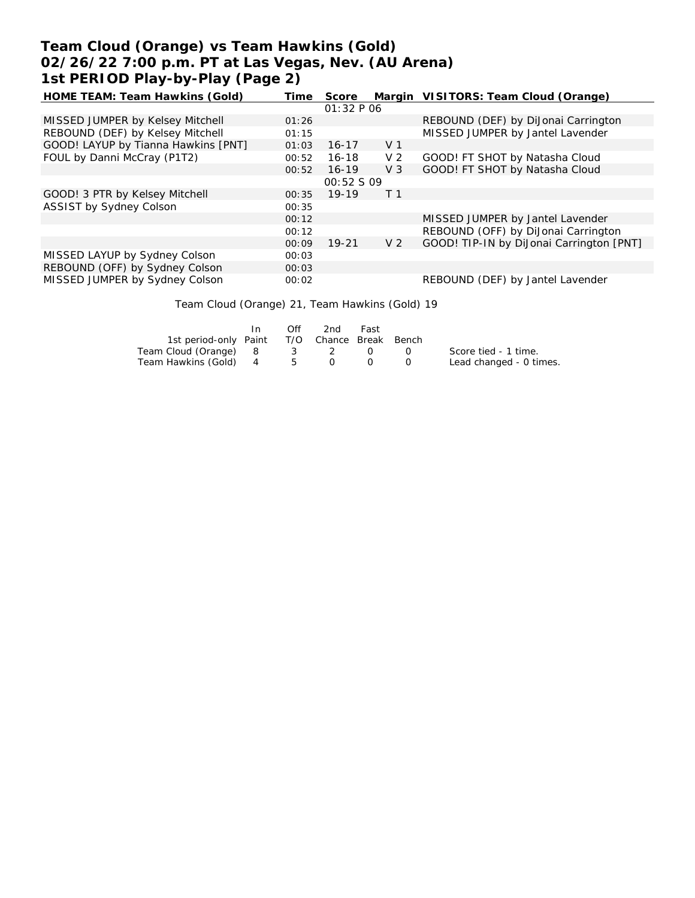# Team Cloud (Orange) vs Team Hawkins (Gold)
## 02/26/22 7:00 p.m. PT at Las Vegas, Nev. (AU Arena)
## 1st PERIOD Play-by-Play (Page 2)

| HOME TEAM: Team Hawkins (Gold) | Time | Score | Margin | VISITORS: Team Cloud (Orange) |
|---|---|---|---|---|
| | | 01:32 P 06 | | |
| MISSED JUMPER by Kelsey Mitchell | 01:26 | | | REBOUND (DEF) by DiJonai Carrington |
| REBOUND (DEF) by Kelsey Mitchell | 01:15 | | | MISSED JUMPER by Jantel Lavender |
| GOOD! LAYUP by Tianna Hawkins [PNT] | 01:03 | 16-17 | V 1 | |
| FOUL by Danni McCray (P1T2) | 00:52 | 16-18 | V 2 | GOOD! FT SHOT by Natasha Cloud |
| | 00:52 | 16-19 | V 3 | GOOD! FT SHOT by Natasha Cloud |
| | | 00:52 S 09 | | |
| GOOD! 3 PTR by Kelsey Mitchell | 00:35 | 19-19 | T 1 | |
| ASSIST by Sydney Colson | 00:35 | | | |
| | 00:12 | | | MISSED JUMPER by Jantel Lavender |
| | 00:12 | | | REBOUND (OFF) by DiJonai Carrington |
| | 00:09 | 19-21 | V 2 | GOOD! TIP-IN by DiJonai Carrington [PNT] |
| MISSED LAYUP by Sydney Colson | 00:03 | | | |
| REBOUND (OFF) by Sydney Colson | 00:03 | | | |
| MISSED JUMPER by Sydney Colson | 00:02 | | | REBOUND (DEF) by Jantel Lavender |

Team Cloud (Orange) 21, Team Hawkins (Gold) 19

| 1st period-only | In Paint | Off T/O | 2nd Chance | Fast Break | Bench |
|---|---|---|---|---|---|
| Team Cloud (Orange) | 8 | 3 | 2 | 0 | 0 |
| Team Hawkins (Gold) | 4 | 5 | 0 | 0 | 0 |

Score tied - 1 time.
Lead changed - 0 times.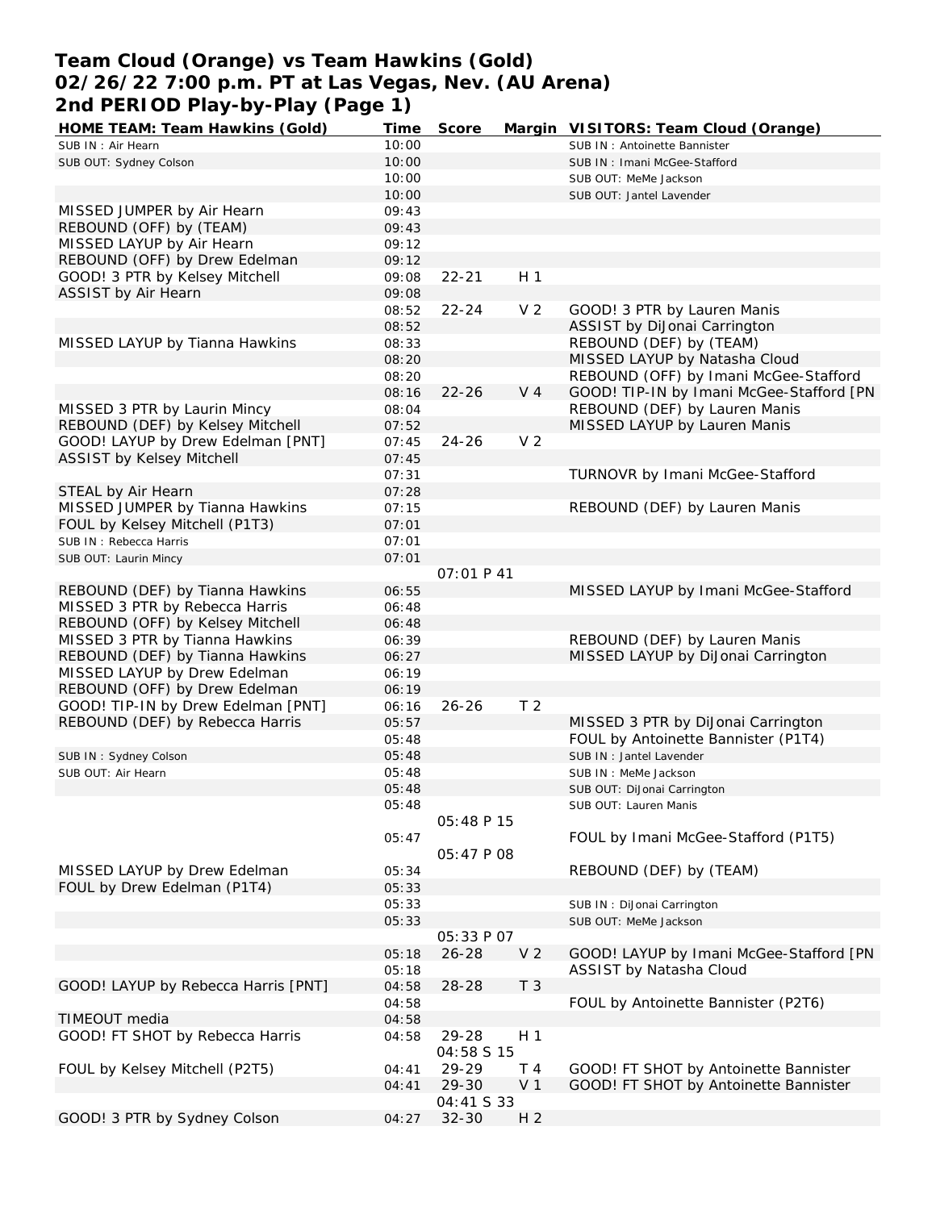# Team Cloud (Orange) vs Team Hawkins (Gold)
## 02/26/22 7:00 p.m. PT at Las Vegas, Nev. (AU Arena)
## 2nd PERIOD Play-by-Play (Page 1)

| HOME TEAM: Team Hawkins (Gold) | Time | Score | Margin | VISITORS: Team Cloud (Orange) |
|---|---|---|---|---|
| SUB IN : Air Hearn | 10:00 | | | SUB IN : Antoinette Bannister |
| SUB OUT: Sydney Colson | 10:00 | | | SUB IN : Imani McGee-Stafford |
| | 10:00 | | | SUB OUT: MeMe Jackson |
| | 10:00 | | | SUB OUT: Jantel Lavender |
| MISSED JUMPER by Air Hearn | 09:43 | | | |
| REBOUND (OFF) by (TEAM) | 09:43 | | | |
| MISSED LAYUP by Air Hearn | 09:12 | | | |
| REBOUND (OFF) by Drew Edelman | 09:12 | | | |
| GOOD! 3 PTR by Kelsey Mitchell | 09:08 | 22-21 | H 1 | |
| ASSIST by Air Hearn | 09:08 | | | |
| | 08:52 | 22-24 | V 2 | GOOD! 3 PTR by Lauren Manis |
| | 08:52 | | | ASSIST by DiJonai Carrington |
| MISSED LAYUP by Tianna Hawkins | 08:33 | | | REBOUND (DEF) by (TEAM) |
| | 08:20 | | | MISSED LAYUP by Natasha Cloud |
| | 08:20 | | | REBOUND (OFF) by Imani McGee-Stafford |
| | 08:16 | 22-26 | V 4 | GOOD! TIP-IN by Imani McGee-Stafford [PN |
| MISSED 3 PTR by Laurin Mincy | 08:04 | | | REBOUND (DEF) by Lauren Manis |
| REBOUND (DEF) by Kelsey Mitchell | 07:52 | | | MISSED LAYUP by Lauren Manis |
| GOOD! LAYUP by Drew Edelman [PNT] | 07:45 | 24-26 | V 2 | |
| ASSIST by Kelsey Mitchell | 07:45 | | | |
| | 07:31 | | | TURNOVR by Imani McGee-Stafford |
| STEAL by Air Hearn | 07:28 | | | |
| MISSED JUMPER by Tianna Hawkins | 07:15 | | | REBOUND (DEF) by Lauren Manis |
| FOUL by Kelsey Mitchell (P1T3) | 07:01 | | | |
| SUB IN : Rebecca Harris | 07:01 | | | |
| SUB OUT: Laurin Mincy | 07:01 | | | |
| | | 07:01 P 41 | | |
| REBOUND (DEF) by Tianna Hawkins | 06:55 | | | MISSED LAYUP by Imani McGee-Stafford |
| MISSED 3 PTR by Rebecca Harris | 06:48 | | | |
| REBOUND (OFF) by Kelsey Mitchell | 06:48 | | | |
| MISSED 3 PTR by Tianna Hawkins | 06:39 | | | REBOUND (DEF) by Lauren Manis |
| REBOUND (DEF) by Tianna Hawkins | 06:27 | | | MISSED LAYUP by DiJonai Carrington |
| MISSED LAYUP by Drew Edelman | 06:19 | | | |
| REBOUND (OFF) by Drew Edelman | 06:19 | | | |
| GOOD! TIP-IN by Drew Edelman [PNT] | 06:16 | 26-26 | T 2 | |
| REBOUND (DEF) by Rebecca Harris | 05:57 | | | MISSED 3 PTR by DiJonai Carrington |
| | 05:48 | | | FOUL by Antoinette Bannister (P1T4) |
| SUB IN : Sydney Colson | 05:48 | | | SUB IN : Jantel Lavender |
| SUB OUT: Air Hearn | 05:48 | | | SUB IN : MeMe Jackson |
| | 05:48 | | | SUB OUT: DiJonai Carrington |
| | 05:48 | | | SUB OUT: Lauren Manis |
| | | 05:48 P 15 | | |
| | 05:47 | | | FOUL by Imani McGee-Stafford (P1T5) |
| | | 05:47 P 08 | | |
| MISSED LAYUP by Drew Edelman | 05:34 | | | REBOUND (DEF) by (TEAM) |
| FOUL by Drew Edelman (P1T4) | 05:33 | | | |
| | 05:33 | | | SUB IN : DiJonai Carrington |
| | 05:33 | | | SUB OUT: MeMe Jackson |
| | | 05:33 P 07 | | |
| | 05:18 | 26-28 | V 2 | GOOD! LAYUP by Imani McGee-Stafford [PN |
| | 05:18 | | | ASSIST by Natasha Cloud |
| GOOD! LAYUP by Rebecca Harris [PNT] | 04:58 | 28-28 | T 3 | |
| | 04:58 | | | FOUL by Antoinette Bannister (P2T6) |
| TIMEOUT media | 04:58 | | | |
| GOOD! FT SHOT by Rebecca Harris | 04:58 | 29-28 | H 1 | |
| | | 04:58 S 15 | | |
| FOUL by Kelsey Mitchell (P2T5) | 04:41 | 29-29 | T 4 | GOOD! FT SHOT by Antoinette Bannister |
| | 04:41 | 29-30 | V 1 | GOOD! FT SHOT by Antoinette Bannister |
| | | 04:41 S 33 | | |
| GOOD! 3 PTR by Sydney Colson | 04:27 | 32-30 | H 2 | |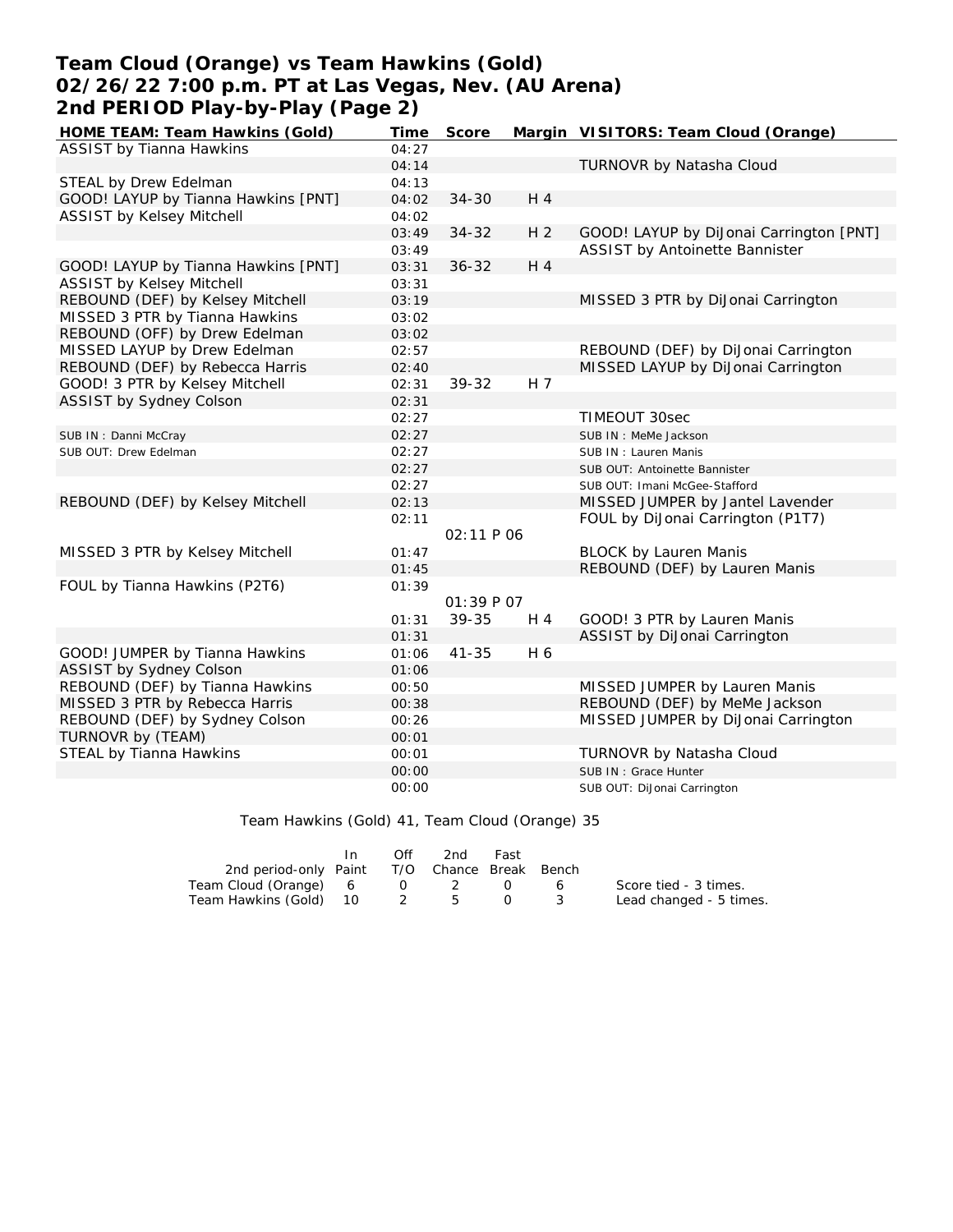# Team Cloud (Orange) vs Team Hawkins (Gold)
# 02/26/22 7:00 p.m. PT at Las Vegas, Nev. (AU Arena)
# 2nd PERIOD Play-by-Play (Page 2)

| HOME TEAM: Team Hawkins (Gold) | Time | Score | Margin | VISITORS: Team Cloud (Orange) |
|---|---|---|---|---|
| ASSIST by Tianna Hawkins | 04:27 | | | |
| | 04:14 | | | TURNOVR by Natasha Cloud |
| STEAL by Drew Edelman | 04:13 | | | |
| GOOD! LAYUP by Tianna Hawkins [PNT] | 04:02 | 34-30 | H 4 | |
| ASSIST by Kelsey Mitchell | 04:02 | | | |
| | 03:49 | 34-32 | H 2 | GOOD! LAYUP by DiJonai Carrington [PNT] |
| | 03:49 | | | ASSIST by Antoinette Bannister |
| GOOD! LAYUP by Tianna Hawkins [PNT] | 03:31 | 36-32 | H 4 | |
| ASSIST by Kelsey Mitchell | 03:31 | | | |
| REBOUND (DEF) by Kelsey Mitchell | 03:19 | | | MISSED 3 PTR by DiJonai Carrington |
| MISSED 3 PTR by Tianna Hawkins | 03:02 | | | |
| REBOUND (OFF) by Drew Edelman | 03:02 | | | |
| MISSED LAYUP by Drew Edelman | 02:57 | | | REBOUND (DEF) by DiJonai Carrington |
| REBOUND (DEF) by Rebecca Harris | 02:40 | | | MISSED LAYUP by DiJonai Carrington |
| GOOD! 3 PTR by Kelsey Mitchell | 02:31 | 39-32 | H 7 | |
| ASSIST by Sydney Colson | 02:31 | | | |
| | 02:27 | | | TIMEOUT 30sec |
| SUB IN : Danni McCray | 02:27 | | | SUB IN : MeMe Jackson |
| SUB OUT: Drew Edelman | 02:27 | | | SUB IN : Lauren Manis |
| | 02:27 | | | SUB OUT: Antoinette Bannister |
| | 02:27 | | | SUB OUT: Imani McGee-Stafford |
| REBOUND (DEF) by Kelsey Mitchell | 02:13 | | | MISSED JUMPER by Jantel Lavender |
| | 02:11 | | | FOUL by DiJonai Carrington (P1T7) |
| | | 02:11 P 06 | | |
| MISSED 3 PTR by Kelsey Mitchell | 01:47 | | | BLOCK by Lauren Manis |
| | 01:45 | | | REBOUND (DEF) by Lauren Manis |
| FOUL by Tianna Hawkins (P2T6) | 01:39 | | | |
| | | 01:39 P 07 | | |
| | 01:31 | 39-35 | H 4 | GOOD! 3 PTR by Lauren Manis |
| | 01:31 | | | ASSIST by DiJonai Carrington |
| GOOD! JUMPER by Tianna Hawkins | 01:06 | 41-35 | H 6 | |
| ASSIST by Sydney Colson | 01:06 | | | |
| REBOUND (DEF) by Tianna Hawkins | 00:50 | | | MISSED JUMPER by Lauren Manis |
| MISSED 3 PTR by Rebecca Harris | 00:38 | | | REBOUND (DEF) by MeMe Jackson |
| REBOUND (DEF) by Sydney Colson | 00:26 | | | MISSED JUMPER by DiJonai Carrington |
| TURNOVR by (TEAM) | 00:01 | | | |
| STEAL by Tianna Hawkins | 00:01 | | | TURNOVR by Natasha Cloud |
| | 00:00 | | | SUB IN : Grace Hunter |
| | 00:00 | | | SUB OUT: DiJonai Carrington |

Team Hawkins (Gold) 41, Team Cloud (Orange) 35

| 2nd period-only | In Paint | Off T/O | 2nd Chance | Fast Break | Bench |
|---|---|---|---|---|---|
| Team Cloud (Orange) | 6 | 0 | 2 | 0 | 6 |
| Team Hawkins (Gold) | 10 | 2 | 5 | 0 | 3 |

Score tied - 3 times.
Lead changed - 5 times.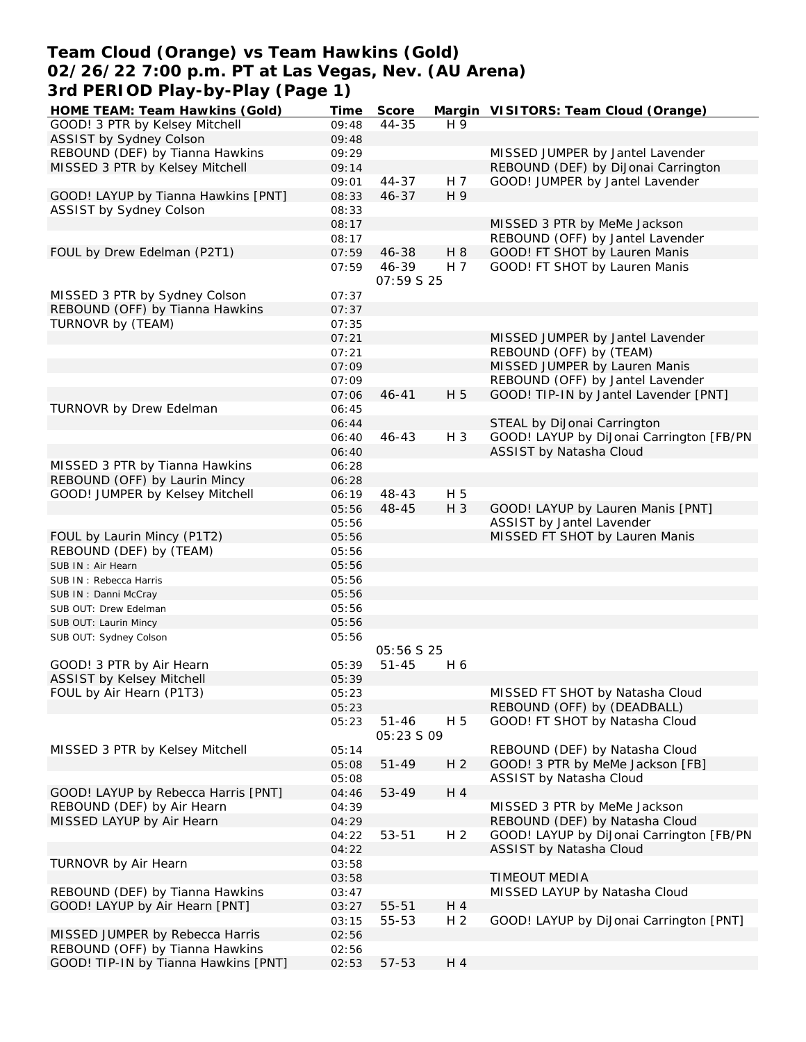# Team Cloud (Orange) vs Team Hawkins (Gold)
## 02/26/22 7:00 p.m. PT at Las Vegas, Nev. (AU Arena)
## 3rd PERIOD Play-by-Play (Page 1)

| HOME TEAM: Team Hawkins (Gold) | Time | Score | Margin | VISITORS: Team Cloud (Orange) |
|---|---|---|---|---|
| GOOD! 3 PTR by Kelsey Mitchell | 09:48 | 44-35 | H 9 | |
| ASSIST by Sydney Colson | 09:48 | | | |
| REBOUND (DEF) by Tianna Hawkins | 09:29 | | | MISSED JUMPER by Jantel Lavender |
| MISSED 3 PTR by Kelsey Mitchell | 09:14 | | | REBOUND (DEF) by DiJonai Carrington |
| | 09:01 | 44-37 | H 7 | GOOD! JUMPER by Jantel Lavender |
| GOOD! LAYUP by Tianna Hawkins [PNT] | 08:33 | 46-37 | H 9 | |
| ASSIST by Sydney Colson | 08:33 | | | |
| | 08:17 | | | MISSED 3 PTR by MeMe Jackson |
| | 08:17 | | | REBOUND (OFF) by Jantel Lavender |
| FOUL by Drew Edelman (P2T1) | 07:59 | 46-38 | H 8 | GOOD! FT SHOT by Lauren Manis |
| | 07:59 | 46-39 | H 7 | GOOD! FT SHOT by Lauren Manis |
| | | 07:59 S 25 | | |
| MISSED 3 PTR by Sydney Colson | 07:37 | | | |
| REBOUND (OFF) by Tianna Hawkins | 07:37 | | | |
| TURNOVR by (TEAM) | 07:35 | | | |
| | 07:21 | | | MISSED JUMPER by Jantel Lavender |
| | 07:21 | | | REBOUND (OFF) by (TEAM) |
| | 07:09 | | | MISSED JUMPER by Lauren Manis |
| | 07:09 | | | REBOUND (OFF) by Jantel Lavender |
| | 07:06 | 46-41 | H 5 | GOOD! TIP-IN by Jantel Lavender [PNT] |
| TURNOVR by Drew Edelman | 06:45 | | | |
| | 06:44 | | | STEAL by DiJonai Carrington |
| | 06:40 | 46-43 | H 3 | GOOD! LAYUP by DiJonai Carrington [FB/PN |
| | 06:40 | | | ASSIST by Natasha Cloud |
| MISSED 3 PTR by Tianna Hawkins | 06:28 | | | |
| REBOUND (OFF) by Laurin Mincy | 06:28 | | | |
| GOOD! JUMPER by Kelsey Mitchell | 06:19 | 48-43 | H 5 | |
| | 05:56 | 48-45 | H 3 | GOOD! LAYUP by Lauren Manis [PNT] |
| | 05:56 | | | ASSIST by Jantel Lavender |
| FOUL by Laurin Mincy (P1T2) | 05:56 | | | MISSED FT SHOT by Lauren Manis |
| REBOUND (DEF) by (TEAM) | 05:56 | | | |
| SUB IN : Air Hearn | 05:56 | | | |
| SUB IN : Rebecca Harris | 05:56 | | | |
| SUB IN : Danni McCray | 05:56 | | | |
| SUB OUT: Drew Edelman | 05:56 | | | |
| SUB OUT: Laurin Mincy | 05:56 | | | |
| SUB OUT: Sydney Colson | 05:56 | | | |
| | | 05:56 S 25 | | |
| GOOD! 3 PTR by Air Hearn | 05:39 | 51-45 | H 6 | |
| ASSIST by Kelsey Mitchell | 05:39 | | | |
| FOUL by Air Hearn (P1T3) | 05:23 | | | MISSED FT SHOT by Natasha Cloud |
| | 05:23 | | | REBOUND (OFF) by (DEADBALL) |
| | 05:23 | 51-46 | H 5 | GOOD! FT SHOT by Natasha Cloud |
| | | 05:23 S 09 | | |
| MISSED 3 PTR by Kelsey Mitchell | 05:14 | | | REBOUND (DEF) by Natasha Cloud |
| | 05:08 | 51-49 | H 2 | GOOD! 3 PTR by MeMe Jackson [FB] |
| | 05:08 | | | ASSIST by Natasha Cloud |
| GOOD! LAYUP by Rebecca Harris [PNT] | 04:46 | 53-49 | H 4 | |
| REBOUND (DEF) by Air Hearn | 04:39 | | | MISSED 3 PTR by MeMe Jackson |
| MISSED LAYUP by Air Hearn | 04:29 | | | REBOUND (DEF) by Natasha Cloud |
| | 04:22 | 53-51 | H 2 | GOOD! LAYUP by DiJonai Carrington [FB/PN |
| | 04:22 | | | ASSIST by Natasha Cloud |
| TURNOVR by Air Hearn | 03:58 | | | |
| | 03:58 | | | TIMEOUT MEDIA |
| REBOUND (DEF) by Tianna Hawkins | 03:47 | | | MISSED LAYUP by Natasha Cloud |
| GOOD! LAYUP by Air Hearn [PNT] | 03:27 | 55-51 | H 4 | |
| | 03:15 | 55-53 | H 2 | GOOD! LAYUP by DiJonai Carrington [PNT] |
| MISSED JUMPER by Rebecca Harris | 02:56 | | | |
| REBOUND (OFF) by Tianna Hawkins | 02:56 | | | |
| GOOD! TIP-IN by Tianna Hawkins [PNT] | 02:53 | 57-53 | H 4 | |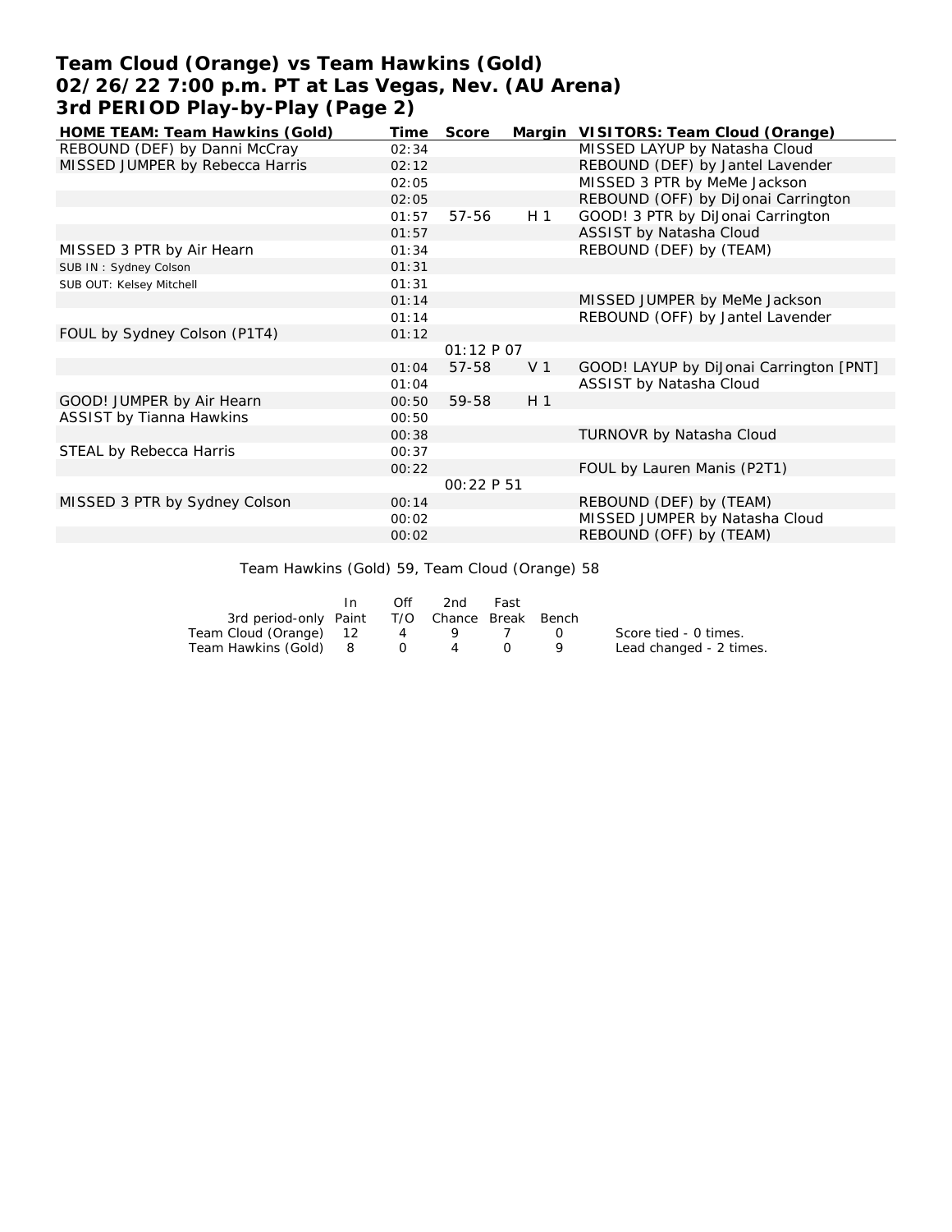# Team Cloud (Orange) vs Team Hawkins (Gold)
# 02/26/22 7:00 p.m. PT at Las Vegas, Nev. (AU Arena)
# 3rd PERIOD Play-by-Play (Page 2)

| HOME TEAM: Team Hawkins (Gold) | Time | Score | Margin | VISITORS: Team Cloud (Orange) |
|---|---|---|---|---|
| REBOUND (DEF) by Danni McCray | 02:34 | | | MISSED LAYUP by Natasha Cloud |
| MISSED JUMPER by Rebecca Harris | 02:12 | | | REBOUND (DEF) by Jantel Lavender |
| | 02:05 | | | MISSED 3 PTR by MeMe Jackson |
| | 02:05 | | | REBOUND (OFF) by DiJonai Carrington |
| | 01:57 | 57-56 | H 1 | GOOD! 3 PTR by DiJonai Carrington |
| | 01:57 | | | ASSIST by Natasha Cloud |
| MISSED 3 PTR by Air Hearn | 01:34 | | | REBOUND (DEF) by (TEAM) |
| SUB IN : Sydney Colson | 01:31 | | | |
| SUB OUT: Kelsey Mitchell | 01:31 | | | |
| | 01:14 | | | MISSED JUMPER by MeMe Jackson |
| | 01:14 | | | REBOUND (OFF) by Jantel Lavender |
| FOUL by Sydney Colson (P1T4) | 01:12 | | | |
| | | 01:12 P 07 | | |
| | 01:04 | 57-58 | V 1 | GOOD! LAYUP by DiJonai Carrington [PNT] |
| | 01:04 | | | ASSIST by Natasha Cloud |
| GOOD! JUMPER by Air Hearn | 00:50 | 59-58 | H 1 | |
| ASSIST by Tianna Hawkins | 00:50 | | | |
| | 00:38 | | | TURNOVR by Natasha Cloud |
| STEAL by Rebecca Harris | 00:37 | | | |
| | 00:22 | | | FOUL by Lauren Manis (P2T1) |
| | | 00:22 P 51 | | |
| MISSED 3 PTR by Sydney Colson | 00:14 | | | REBOUND (DEF) by (TEAM) |
| | 00:02 | | | MISSED JUMPER by Natasha Cloud |
| | 00:02 | | | REBOUND (OFF) by (TEAM) |

Team Hawkins (Gold) 59, Team Cloud (Orange) 58

| 3rd period-only | In Paint | Off T/O | 2nd Chance | Fast Break | Bench |
|---|---|---|---|---|---|
| Team Cloud (Orange) | 12 | 4 | 9 | 7 | 0 |
| Team Hawkins (Gold) | 8 | 0 | 4 | 0 | 9 |

Score tied - 0 times.
Lead changed - 2 times.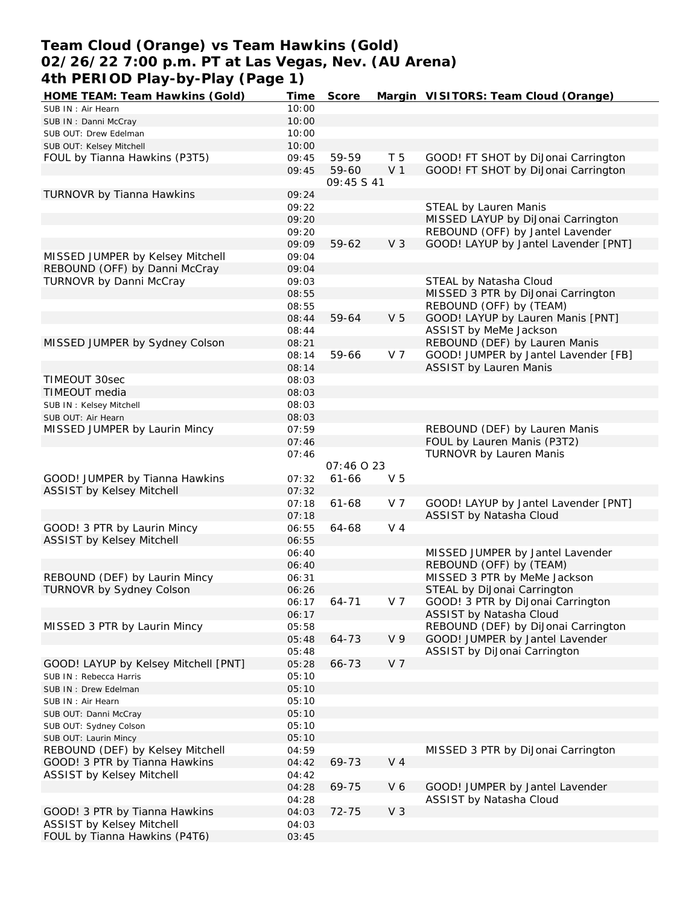# Team Cloud (Orange) vs Team Hawkins (Gold)
## 02/26/22 7:00 p.m. PT at Las Vegas, Nev. (AU Arena)
## 4th PERIOD Play-by-Play (Page 1)

| HOME TEAM: Team Hawkins (Gold) | Time | Score | Margin | VISITORS: Team Cloud (Orange) |
|---|---|---|---|---|
| SUB IN : Air Hearn | 10:00 | | | |
| SUB IN : Danni McCray | 10:00 | | | |
| SUB OUT: Drew Edelman | 10:00 | | | |
| SUB OUT: Kelsey Mitchell | 10:00 | | | |
| FOUL by Tianna Hawkins (P3T5) | 09:45 | 59-59 | T 5 | GOOD! FT SHOT by DiJonai Carrington |
| | 09:45 | 59-60 | V 1 | GOOD! FT SHOT by DiJonai Carrington |
| | | 09:45 S 41 | | |
| TURNOVR by Tianna Hawkins | 09:24 | | | |
| | 09:22 | | | STEAL by Lauren Manis |
| | 09:20 | | | MISSED LAYUP by DiJonai Carrington |
| | 09:20 | | | REBOUND (OFF) by Jantel Lavender |
| | 09:09 | 59-62 | V 3 | GOOD! LAYUP by Jantel Lavender [PNT] |
| MISSED JUMPER by Kelsey Mitchell | 09:04 | | | |
| REBOUND (OFF) by Danni McCray | 09:04 | | | |
| TURNOVR by Danni McCray | 09:03 | | | STEAL by Natasha Cloud |
| | 08:55 | | | MISSED 3 PTR by DiJonai Carrington |
| | 08:55 | | | REBOUND (OFF) by (TEAM) |
| | 08:44 | 59-64 | V 5 | GOOD! LAYUP by Lauren Manis [PNT] |
| | 08:44 | | | ASSIST by MeMe Jackson |
| MISSED JUMPER by Sydney Colson | 08:21 | | | REBOUND (DEF) by Lauren Manis |
| | 08:14 | 59-66 | V 7 | GOOD! JUMPER by Jantel Lavender [FB] |
| | 08:14 | | | ASSIST by Lauren Manis |
| TIMEOUT 30sec | 08:03 | | | |
| TIMEOUT media | 08:03 | | | |
| SUB IN : Kelsey Mitchell | 08:03 | | | |
| SUB OUT: Air Hearn | 08:03 | | | |
| MISSED JUMPER by Laurin Mincy | 07:59 | | | REBOUND (DEF) by Lauren Manis |
| | 07:46 | | | FOUL by Lauren Manis (P3T2) |
| | 07:46 | | | TURNOVR by Lauren Manis |
| | | 07:46 O 23 | | |
| GOOD! JUMPER by Tianna Hawkins | 07:32 | 61-66 | V 5 | |
| ASSIST by Kelsey Mitchell | 07:32 | | | |
| | 07:18 | 61-68 | V 7 | GOOD! LAYUP by Jantel Lavender [PNT] |
| | 07:18 | | | ASSIST by Natasha Cloud |
| GOOD! 3 PTR by Laurin Mincy | 06:55 | 64-68 | V 4 | |
| ASSIST by Kelsey Mitchell | 06:55 | | | |
| | 06:40 | | | MISSED JUMPER by Jantel Lavender |
| | 06:40 | | | REBOUND (OFF) by (TEAM) |
| REBOUND (DEF) by Laurin Mincy | 06:31 | | | MISSED 3 PTR by MeMe Jackson |
| TURNOVR by Sydney Colson | 06:26 | | | STEAL by DiJonai Carrington |
| | 06:17 | 64-71 | V 7 | GOOD! 3 PTR by DiJonai Carrington |
| | 06:17 | | | ASSIST by Natasha Cloud |
| MISSED 3 PTR by Laurin Mincy | 05:58 | | | REBOUND (DEF) by DiJonai Carrington |
| | 05:48 | 64-73 | V 9 | GOOD! JUMPER by Jantel Lavender |
| | 05:48 | | | ASSIST by DiJonai Carrington |
| GOOD! LAYUP by Kelsey Mitchell [PNT] | 05:28 | 66-73 | V 7 | |
| SUB IN : Rebecca Harris | 05:10 | | | |
| SUB IN : Drew Edelman | 05:10 | | | |
| SUB IN : Air Hearn | 05:10 | | | |
| SUB OUT: Danni McCray | 05:10 | | | |
| SUB OUT: Sydney Colson | 05:10 | | | |
| SUB OUT: Laurin Mincy | 05:10 | | | |
| REBOUND (DEF) by Kelsey Mitchell | 04:59 | | | MISSED 3 PTR by DiJonai Carrington |
| GOOD! 3 PTR by Tianna Hawkins | 04:42 | 69-73 | V 4 | |
| ASSIST by Kelsey Mitchell | 04:42 | | | |
| | 04:28 | 69-75 | V 6 | GOOD! JUMPER by Jantel Lavender |
| | 04:28 | | | ASSIST by Natasha Cloud |
| GOOD! 3 PTR by Tianna Hawkins | 04:03 | 72-75 | V 3 | |
| ASSIST by Kelsey Mitchell | 04:03 | | | |
| FOUL by Tianna Hawkins (P4T6) | 03:45 | | | |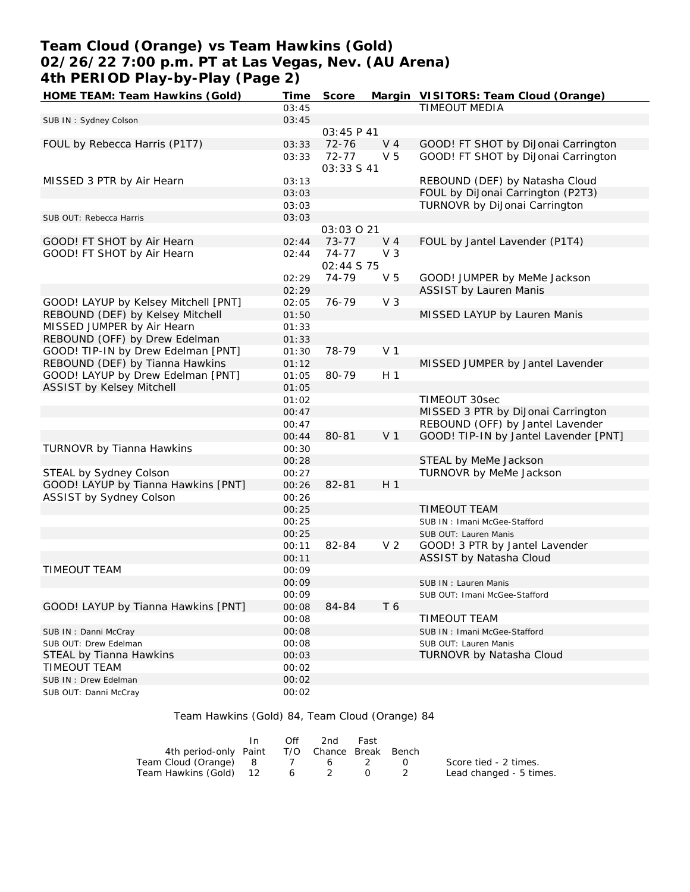# Team Cloud (Orange) vs Team Hawkins (Gold)
## 02/26/22 7:00 p.m. PT at Las Vegas, Nev. (AU Arena)
## 4th PERIOD Play-by-Play (Page 2)

| HOME TEAM: Team Hawkins (Gold) | Time | Score | Margin | VISITORS: Team Cloud (Orange) |
|---|---|---|---|---|
| | 03:45 | | | TIMEOUT MEDIA |
| SUB IN : Sydney Colson | 03:45 | | | |
| | | 03:45 P 41 | | |
| FOUL by Rebecca Harris (P1T7) | 03:33 | 72-76 | V 4 | GOOD! FT SHOT by DiJonai Carrington |
| | 03:33 | 72-77 | V 5 | GOOD! FT SHOT by DiJonai Carrington |
| | | 03:33 S 41 | | |
| MISSED 3 PTR by Air Hearn | 03:13 | | | REBOUND (DEF) by Natasha Cloud |
| | 03:03 | | | FOUL by DiJonai Carrington (P2T3) |
| | 03:03 | | | TURNOVR by DiJonai Carrington |
| SUB OUT: Rebecca Harris | 03:03 | | | |
| | | 03:03 O 21 | | |
| GOOD! FT SHOT by Air Hearn | 02:44 | 73-77 | V 4 | FOUL by Jantel Lavender (P1T4) |
| GOOD! FT SHOT by Air Hearn | 02:44 | 74-77 | V 3 | |
| | | 02:44 S 75 | | |
| | 02:29 | 74-79 | V 5 | GOOD! JUMPER by MeMe Jackson |
| | 02:29 | | | ASSIST by Lauren Manis |
| GOOD! LAYUP by Kelsey Mitchell [PNT] | 02:05 | 76-79 | V 3 | |
| REBOUND (DEF) by Kelsey Mitchell | 01:50 | | | MISSED LAYUP by Lauren Manis |
| MISSED JUMPER by Air Hearn | 01:33 | | | |
| REBOUND (OFF) by Drew Edelman | 01:33 | | | |
| GOOD! TIP-IN by Drew Edelman [PNT] | 01:30 | 78-79 | V 1 | |
| REBOUND (DEF) by Tianna Hawkins | 01:12 | | | MISSED JUMPER by Jantel Lavender |
| GOOD! LAYUP by Drew Edelman [PNT] | 01:05 | 80-79 | H 1 | |
| ASSIST by Kelsey Mitchell | 01:05 | | | |
| | 01:02 | | | TIMEOUT 30sec |
| | 00:47 | | | MISSED 3 PTR by DiJonai Carrington |
| | 00:47 | | | REBOUND (OFF) by Jantel Lavender |
| | 00:44 | 80-81 | V 1 | GOOD! TIP-IN by Jantel Lavender [PNT] |
| TURNOVR by Tianna Hawkins | 00:30 | | | |
| | 00:28 | | | STEAL by MeMe Jackson |
| STEAL by Sydney Colson | 00:27 | | | TURNOVR by MeMe Jackson |
| GOOD! LAYUP by Tianna Hawkins [PNT] | 00:26 | 82-81 | H 1 | |
| ASSIST by Sydney Colson | 00:26 | | | |
| | 00:25 | | | TIMEOUT TEAM |
| | 00:25 | | | SUB IN : Imani McGee-Stafford |
| | 00:25 | | | SUB OUT: Lauren Manis |
| | 00:11 | 82-84 | V 2 | GOOD! 3 PTR by Jantel Lavender |
| | 00:11 | | | ASSIST by Natasha Cloud |
| TIMEOUT TEAM | 00:09 | | | |
| | 00:09 | | | SUB IN : Lauren Manis |
| | 00:09 | | | SUB OUT: Imani McGee-Stafford |
| GOOD! LAYUP by Tianna Hawkins [PNT] | 00:08 | 84-84 | T 6 | |
| | 00:08 | | | TIMEOUT TEAM |
| SUB IN : Danni McCray | 00:08 | | | SUB IN : Imani McGee-Stafford |
| SUB OUT: Drew Edelman | 00:08 | | | SUB OUT: Lauren Manis |
| STEAL by Tianna Hawkins | 00:03 | | | TURNOVR by Natasha Cloud |
| TIMEOUT TEAM | 00:02 | | | |
| SUB IN : Drew Edelman | 00:02 | | | |
| SUB OUT: Danni McCray | 00:02 | | | |

Team Hawkins (Gold) 84, Team Cloud (Orange) 84

| 4th period-only | In Paint | Off T/O | 2nd Chance | Fast Break | Bench |
|---|---|---|---|---|---|
| Team Cloud (Orange) | 8 | 7 | 6 | 2 | 0 |
| Team Hawkins (Gold) | 12 | 6 | 2 | 0 | 2 |

Score tied - 2 times.
Lead changed - 5 times.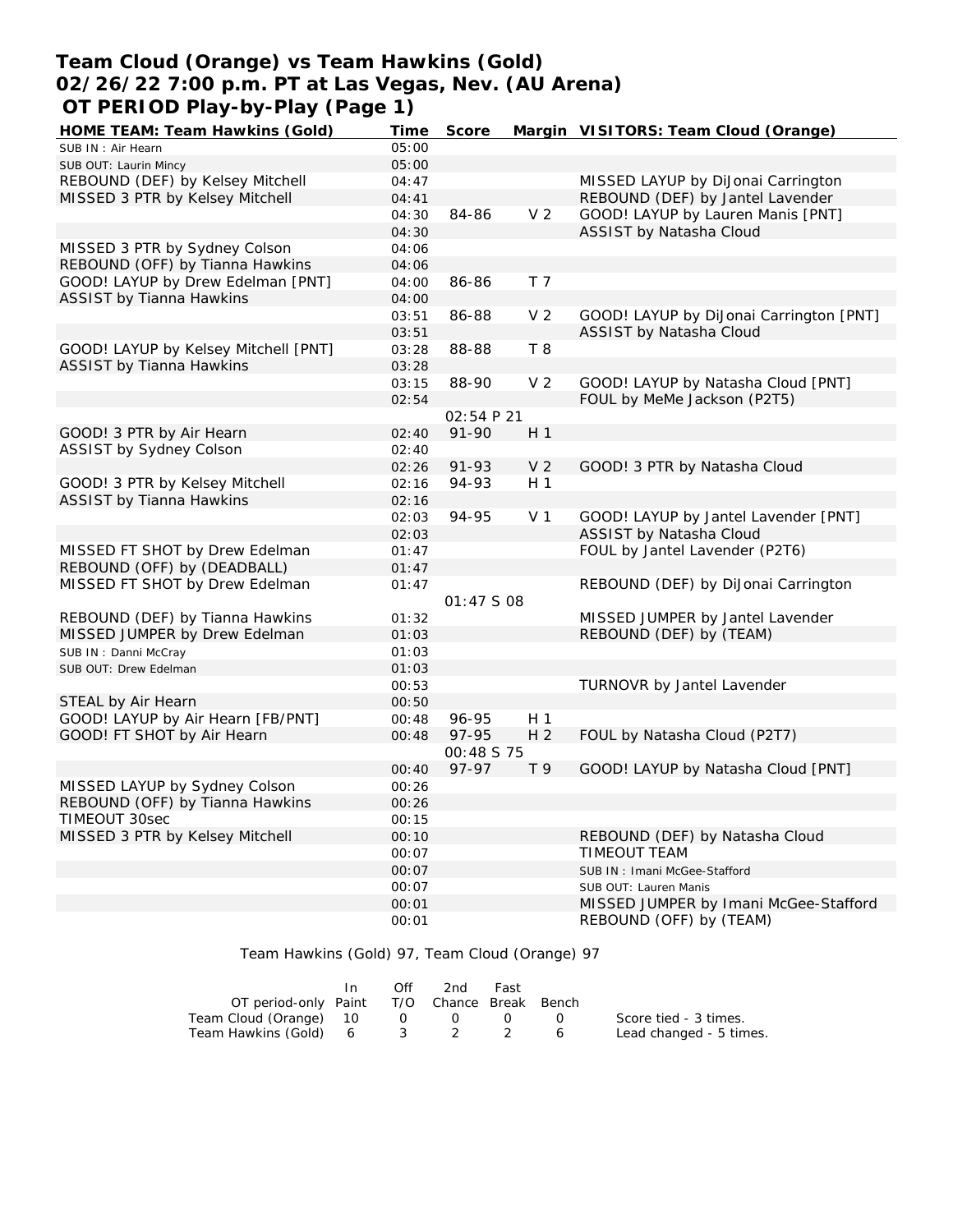# Team Cloud (Orange) vs Team Hawkins (Gold)
## 02/26/22 7:00 p.m. PT at Las Vegas, Nev. (AU Arena)
## OT PERIOD Play-by-Play (Page 1)

| HOME TEAM: Team Hawkins (Gold) | Time | Score | Margin | VISITORS: Team Cloud (Orange) |
|---|---|---|---|---|
| SUB IN : Air Hearn | 05:00 | | | |
| SUB OUT: Laurin Mincy | 05:00 | | | |
| REBOUND (DEF) by Kelsey Mitchell | 04:47 | | | MISSED LAYUP by DiJonai Carrington |
| MISSED 3 PTR by Kelsey Mitchell | 04:41 | | | REBOUND (DEF) by Jantel Lavender |
| | 04:30 | 84-86 | V 2 | GOOD! LAYUP by Lauren Manis [PNT] |
| | 04:30 | | | ASSIST by Natasha Cloud |
| MISSED 3 PTR by Sydney Colson | 04:06 | | | |
| REBOUND (OFF) by Tianna Hawkins | 04:06 | | | |
| GOOD! LAYUP by Drew Edelman [PNT] | 04:00 | 86-86 | T 7 | |
| ASSIST by Tianna Hawkins | 04:00 | | | |
| | 03:51 | 86-88 | V 2 | GOOD! LAYUP by DiJonai Carrington [PNT] |
| | 03:51 | | | ASSIST by Natasha Cloud |
| GOOD! LAYUP by Kelsey Mitchell [PNT] | 03:28 | 88-88 | T 8 | |
| ASSIST by Tianna Hawkins | 03:28 | | | |
| | 03:15 | 88-90 | V 2 | GOOD! LAYUP by Natasha Cloud [PNT] |
| | 02:54 | | | FOUL by MeMe Jackson (P2T5) |
| | | 02:54 P 21 | | |
| GOOD! 3 PTR by Air Hearn | 02:40 | 91-90 | H 1 | |
| ASSIST by Sydney Colson | 02:40 | | | |
| | 02:26 | 91-93 | V 2 | GOOD! 3 PTR by Natasha Cloud |
| GOOD! 3 PTR by Kelsey Mitchell | 02:16 | 94-93 | H 1 | |
| ASSIST by Tianna Hawkins | 02:16 | | | |
| | 02:03 | 94-95 | V 1 | GOOD! LAYUP by Jantel Lavender [PNT] |
| | 02:03 | | | ASSIST by Natasha Cloud |
| MISSED FT SHOT by Drew Edelman | 01:47 | | | FOUL by Jantel Lavender (P2T6) |
| REBOUND (OFF) by (DEADBALL) | 01:47 | | | |
| MISSED FT SHOT by Drew Edelman | 01:47 | | | REBOUND (DEF) by DiJonai Carrington |
| | | 01:47 S 08 | | |
| REBOUND (DEF) by Tianna Hawkins | 01:32 | | | MISSED JUMPER by Jantel Lavender |
| MISSED JUMPER by Drew Edelman | 01:03 | | | REBOUND (DEF) by (TEAM) |
| SUB IN : Danni McCray | 01:03 | | | |
| SUB OUT: Drew Edelman | 01:03 | | | |
| | 00:53 | | | TURNOVR by Jantel Lavender |
| STEAL by Air Hearn | 00:50 | | | |
| GOOD! LAYUP by Air Hearn [FB/PNT] | 00:48 | 96-95 | H 1 | |
| GOOD! FT SHOT by Air Hearn | 00:48 | 97-95 | H 2 | FOUL by Natasha Cloud (P2T7) |
| | | 00:48 S 75 | | |
| | 00:40 | 97-97 | T 9 | GOOD! LAYUP by Natasha Cloud [PNT] |
| MISSED LAYUP by Sydney Colson | 00:26 | | | |
| REBOUND (OFF) by Tianna Hawkins | 00:26 | | | |
| TIMEOUT 30sec | 00:15 | | | |
| MISSED 3 PTR by Kelsey Mitchell | 00:10 | | | REBOUND (DEF) by Natasha Cloud |
| | 00:07 | | | TIMEOUT TEAM |
| | 00:07 | | | SUB IN : Imani McGee-Stafford |
| | 00:07 | | | SUB OUT: Lauren Manis |
| | 00:01 | | | MISSED JUMPER by Imani McGee-Stafford |
| | 00:01 | | | REBOUND (OFF) by (TEAM) |

Team Hawkins (Gold) 97, Team Cloud (Orange) 97

| OT period-only | In Paint | Off T/O | 2nd Chance | Fast Break | Bench |
|---|---|---|---|---|---|
| Team Cloud (Orange) | 10 | 0 | 0 | 0 | 0 |
| Team Hawkins (Gold) | 6 | 3 | 2 | 2 | 6 |

Score tied - 3 times.
Lead changed - 5 times.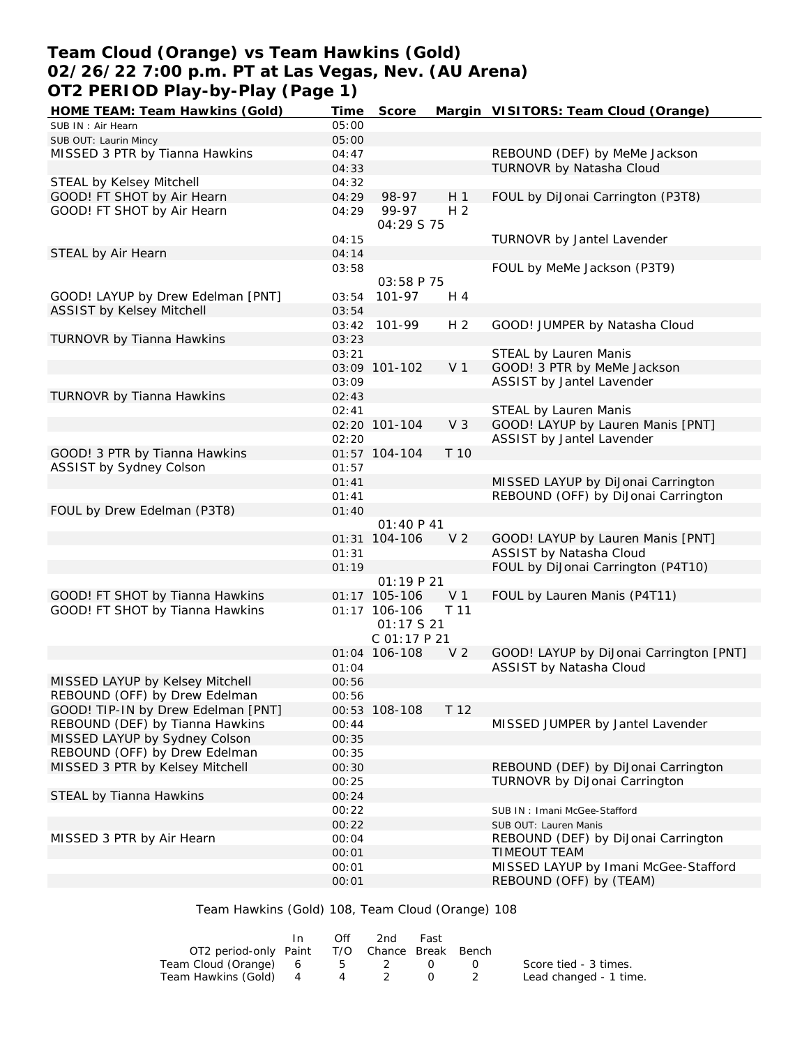# Team Cloud (Orange) vs Team Hawkins (Gold)
## 02/26/22 7:00 p.m. PT at Las Vegas, Nev. (AU Arena)
## OT2 PERIOD Play-by-Play (Page 1)

| HOME TEAM: Team Hawkins (Gold) | Time | Score | Margin | VISITORS: Team Cloud (Orange) |
|---|---|---|---|---|
| SUB IN : Air Hearn | 05:00 | | | |
| SUB OUT: Laurin Mincy | 05:00 | | | |
| MISSED 3 PTR by Tianna Hawkins | 04:47 | | | REBOUND (DEF) by MeMe Jackson |
| | 04:33 | | | TURNOVR by Natasha Cloud |
| STEAL by Kelsey Mitchell | 04:32 | | | |
| GOOD! FT SHOT by Air Hearn | 04:29 | 98-97 | H 1 | FOUL by DiJonai Carrington (P3T8) |
| GOOD! FT SHOT by Air Hearn | 04:29 | 99-97 | H 2 | |
| | | 04:29 S 75 | | |
| | 04:15 | | | TURNOVR by Jantel Lavender |
| STEAL by Air Hearn | 04:14 | | | |
| | 03:58 | | | FOUL by MeMe Jackson (P3T9) |
| | | 03:58 P 75 | | |
| GOOD! LAYUP by Drew Edelman [PNT] | 03:54 | 101-97 | H 4 | |
| ASSIST by Kelsey Mitchell | 03:54 | | | |
| | 03:42 | 101-99 | H 2 | GOOD! JUMPER by Natasha Cloud |
| TURNOVR by Tianna Hawkins | 03:23 | | | |
| | 03:21 | | | STEAL by Lauren Manis |
| | 03:09 | 101-102 | V 1 | GOOD! 3 PTR by MeMe Jackson |
| | 03:09 | | | ASSIST by Jantel Lavender |
| TURNOVR by Tianna Hawkins | 02:43 | | | |
| | 02:41 | | | STEAL by Lauren Manis |
| | 02:20 | 101-104 | V 3 | GOOD! LAYUP by Lauren Manis [PNT] |
| | 02:20 | | | ASSIST by Jantel Lavender |
| GOOD! 3 PTR by Tianna Hawkins | 01:57 | 104-104 | T 10 | |
| ASSIST by Sydney Colson | 01:57 | | | |
| | 01:41 | | | MISSED LAYUP by DiJonai Carrington |
| | 01:41 | | | REBOUND (OFF) by DiJonai Carrington |
| FOUL by Drew Edelman (P3T8) | 01:40 | | | |
| | | 01:40 P 41 | | |
| | 01:31 | 104-106 | V 2 | GOOD! LAYUP by Lauren Manis [PNT] |
| | 01:31 | | | ASSIST by Natasha Cloud |
| | 01:19 | | | FOUL by DiJonai Carrington (P4T10) |
| | | 01:19 P 21 | | |
| GOOD! FT SHOT by Tianna Hawkins | 01:17 | 105-106 | V 1 | FOUL by Lauren Manis (P4T11) |
| GOOD! FT SHOT by Tianna Hawkins | 01:17 | 106-106 | T 11 | |
| | | 01:17 S 21 | | |
| | | C 01:17 P 21 | | |
| | 01:04 | 106-108 | V 2 | GOOD! LAYUP by DiJonai Carrington [PNT] |
| | 01:04 | | | ASSIST by Natasha Cloud |
| MISSED LAYUP by Kelsey Mitchell | 00:56 | | | |
| REBOUND (OFF) by Drew Edelman | 00:56 | | | |
| GOOD! TIP-IN by Drew Edelman [PNT] | 00:53 | 108-108 | T 12 | |
| REBOUND (DEF) by Tianna Hawkins | 00:44 | | | MISSED JUMPER by Jantel Lavender |
| MISSED LAYUP by Sydney Colson | 00:35 | | | |
| REBOUND (OFF) by Drew Edelman | 00:35 | | | |
| MISSED 3 PTR by Kelsey Mitchell | 00:30 | | | REBOUND (DEF) by DiJonai Carrington |
| | 00:25 | | | TURNOVR by DiJonai Carrington |
| STEAL by Tianna Hawkins | 00:24 | | | |
| | 00:22 | | | SUB IN : Imani McGee-Stafford |
| | 00:22 | | | SUB OUT: Lauren Manis |
| MISSED 3 PTR by Air Hearn | 00:04 | | | REBOUND (DEF) by DiJonai Carrington |
| | 00:01 | | | TIMEOUT TEAM |
| | 00:01 | | | MISSED LAYUP by Imani McGee-Stafford |
| | 00:01 | | | REBOUND (OFF) by (TEAM) |

Team Hawkins (Gold) 108, Team Cloud (Orange) 108

| OT2 period-only | In Paint | Off T/O | 2nd Chance | Fast Break | Bench |
|---|---|---|---|---|---|
| Team Cloud (Orange) | 6 | 5 | 2 | 0 | 0 |
| Team Hawkins (Gold) | 4 | 4 | 2 | 0 | 2 |

Score tied - 3 times.
Lead changed - 1 time.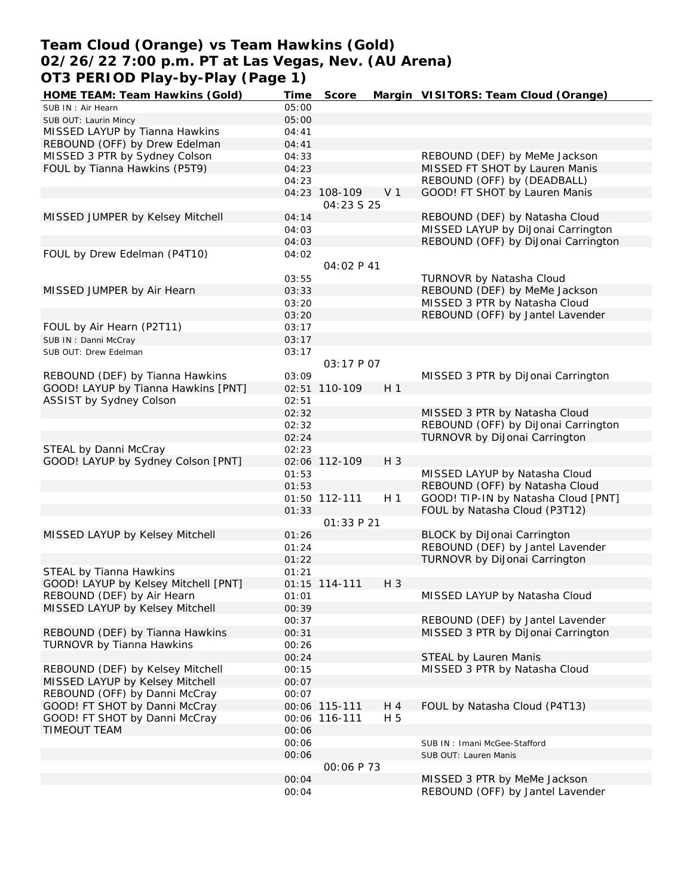**Team Cloud (Orange) vs Team Hawkins (Gold)**
**02/26/22 7:00 p.m. PT at Las Vegas, Nev. (AU Arena)**
**OT3 PERIOD Play-by-Play (Page 1)**

| HOME TEAM: Team Hawkins (Gold) | Time | Score | Margin | VISITORS: Team Cloud (Orange) |
|---|---|---|---|---|
| SUB IN : Air Hearn | 05:00 | | | |
| SUB OUT: Laurin Mincy | 05:00 | | | |
| MISSED LAYUP by Tianna Hawkins | 04:41 | | | |
| REBOUND (OFF) by Drew Edelman | 04:41 | | | |
| MISSED 3 PTR by Sydney Colson | 04:33 | | | REBOUND (DEF) by MeMe Jackson |
| FOUL by Tianna Hawkins (P5T9) | 04:23 | | | MISSED FT SHOT by Lauren Manis |
| | 04:23 | | | REBOUND (OFF) by (DEADBALL) |
| | 04:23 | 108-109 | V 1 | GOOD! FT SHOT by Lauren Manis |
| | | 04:23 S 25 | | |
| MISSED JUMPER by Kelsey Mitchell | 04:14 | | | REBOUND (DEF) by Natasha Cloud |
| | 04:03 | | | MISSED LAYUP by DiJonai Carrington |
| | 04:03 | | | REBOUND (OFF) by DiJonai Carrington |
| FOUL by Drew Edelman (P4T10) | 04:02 | | | |
| | | 04:02 P 41 | | |
| | 03:55 | | | TURNOVR by Natasha Cloud |
| MISSED JUMPER by Air Hearn | 03:33 | | | REBOUND (DEF) by MeMe Jackson |
| | 03:20 | | | MISSED 3 PTR by Natasha Cloud |
| | 03:20 | | | REBOUND (OFF) by Jantel Lavender |
| FOUL by Air Hearn (P2T11) | 03:17 | | | |
| SUB IN : Danni McCray | 03:17 | | | |
| SUB OUT: Drew Edelman | 03:17 | | | |
| | | 03:17 P 07 | | |
| REBOUND (DEF) by Tianna Hawkins | 03:09 | | | MISSED 3 PTR by DiJonai Carrington |
| GOOD! LAYUP by Tianna Hawkins [PNT] | 02:51 | 110-109 | H 1 | |
| ASSIST by Sydney Colson | 02:51 | | | |
| | 02:32 | | | MISSED 3 PTR by Natasha Cloud |
| | 02:32 | | | REBOUND (OFF) by DiJonai Carrington |
| | 02:24 | | | TURNOVR by DiJonai Carrington |
| STEAL by Danni McCray | 02:23 | | | |
| GOOD! LAYUP by Sydney Colson [PNT] | 02:06 | 112-109 | H 3 | |
| | 01:53 | | | MISSED LAYUP by Natasha Cloud |
| | 01:53 | | | REBOUND (OFF) by Natasha Cloud |
| | 01:50 | 112-111 | H 1 | GOOD! TIP-IN by Natasha Cloud [PNT] |
| | 01:33 | | | FOUL by Natasha Cloud (P3T12) |
| | | 01:33 P 21 | | |
| MISSED LAYUP by Kelsey Mitchell | 01:26 | | | BLOCK by DiJonai Carrington |
| | 01:24 | | | REBOUND (DEF) by Jantel Lavender |
| | 01:22 | | | TURNOVR by DiJonai Carrington |
| STEAL by Tianna Hawkins | 01:21 | | | |
| GOOD! LAYUP by Kelsey Mitchell [PNT] | 01:15 | 114-111 | H 3 | |
| REBOUND (DEF) by Air Hearn | 01:01 | | | MISSED LAYUP by Natasha Cloud |
| MISSED LAYUP by Kelsey Mitchell | 00:39 | | | |
| | 00:37 | | | REBOUND (DEF) by Jantel Lavender |
| REBOUND (DEF) by Tianna Hawkins | 00:31 | | | MISSED 3 PTR by DiJonai Carrington |
| TURNOVR by Tianna Hawkins | 00:26 | | | |
| | 00:24 | | | STEAL by Lauren Manis |
| REBOUND (DEF) by Kelsey Mitchell | 00:15 | | | MISSED 3 PTR by Natasha Cloud |
| MISSED LAYUP by Kelsey Mitchell | 00:07 | | | |
| REBOUND (OFF) by Danni McCray | 00:07 | | | |
| GOOD! FT SHOT by Danni McCray | 00:06 | 115-111 | H 4 | FOUL by Natasha Cloud (P4T13) |
| GOOD! FT SHOT by Danni McCray | 00:06 | 116-111 | H 5 | |
| TIMEOUT TEAM | 00:06 | | | |
| | 00:06 | | | SUB IN : Imani McGee-Stafford |
| | 00:06 | | | SUB OUT: Lauren Manis |
| | | 00:06 P 73 | | |
| | 00:04 | | | MISSED 3 PTR by MeMe Jackson |
| | 00:04 | | | REBOUND (OFF) by Jantel Lavender |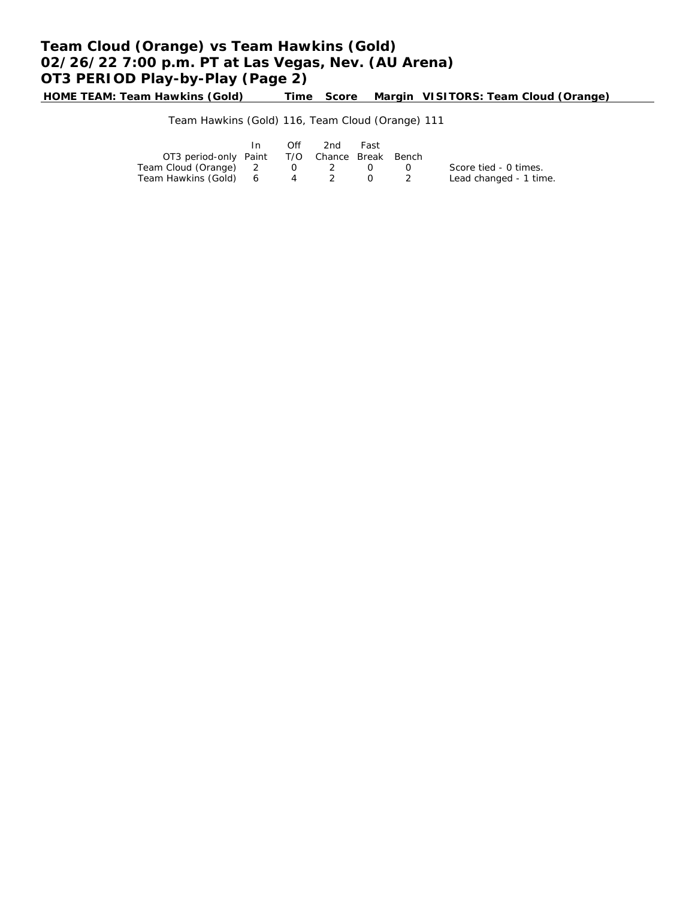# Team Cloud (Orange) vs Team Hawkins (Gold)
## 02/26/22 7:00 p.m. PT at Las Vegas, Nev. (AU Arena)
## OT3 PERIOD Play-by-Play (Page 2)

**HOME TEAM: Team Hawkins (Gold)** | **Time** | **Score** | **Margin** | **VISITORS: Team Cloud (Orange)**

Team Hawkins (Gold) 116, Team Cloud (Orange) 111

| OT3 period-only | In Paint | Off T/O | 2nd Chance | Fast Break | Bench |
|---|---|---|---|---|---|
| Team Cloud (Orange) | 2 | 0 | 2 | 0 | 0 |
| Team Hawkins (Gold) | 6 | 4 | 2 | 0 | 2 |

Score tied - 0 times.
Lead changed - 1 time.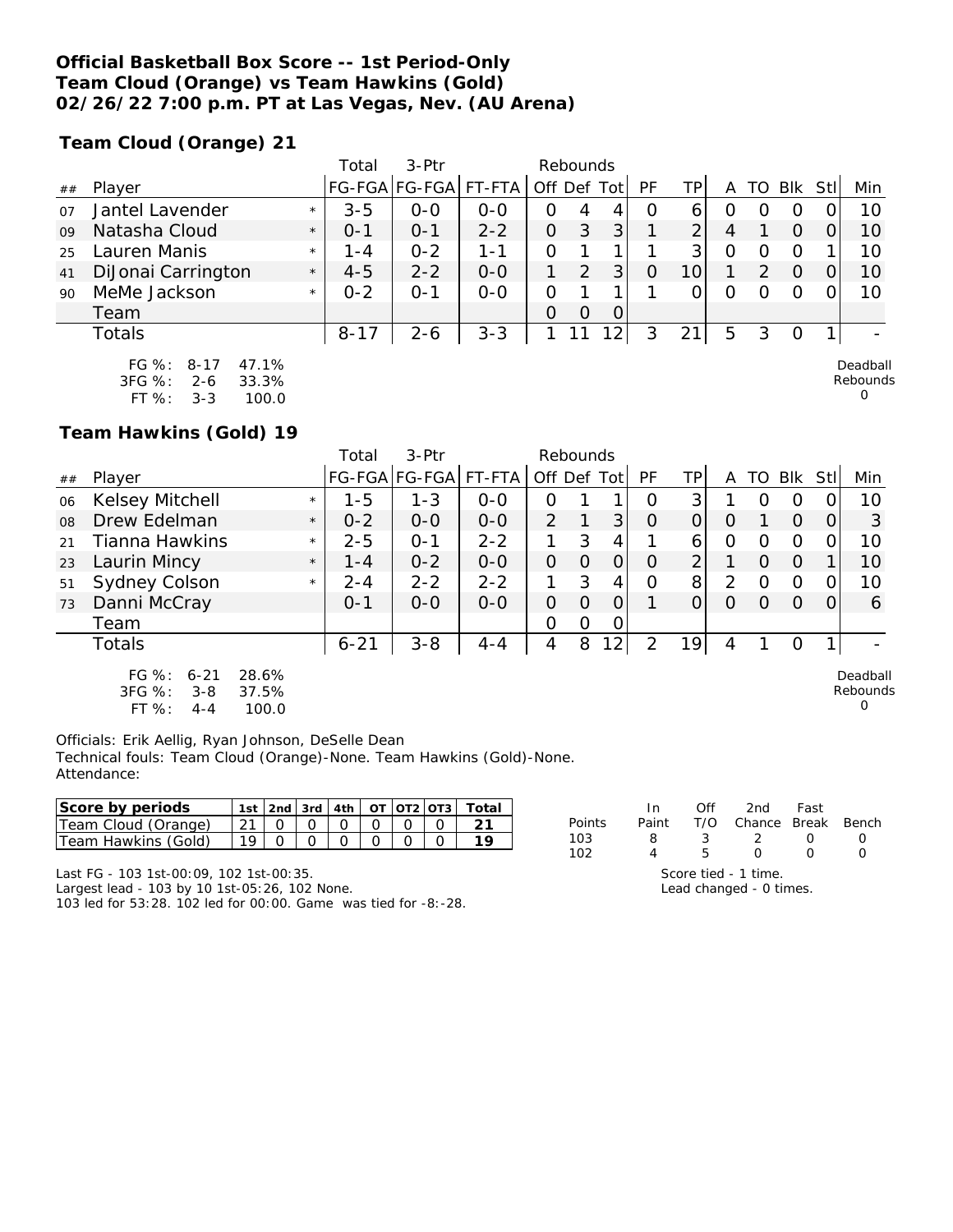**Official Basketball Box Score -- 1st Period-Only**
**Team Cloud (Orange) vs Team Hawkins (Gold)**
**02/26/22 7:00 p.m. PT at Las Vegas, Nev. (AU Arena)**

**Team Cloud (Orange) 21**

| ## | Player | | Total FG-FGA | 3-Ptr FG-FGA | FT-FTA | Rebounds Off | Def | Tot | PF | TP | A | TO | Blk | Stl | Min |
|---|---|---|---|---|---|---|---|---|---|---|---|---|---|---|---|
| 07 | Jantel Lavender | * | 3-5 | 0-0 | 0-0 | 0 | 4 | 4 | 0 | 6 | 0 | 0 | 0 | 0 | 10 |
| 09 | Natasha Cloud | * | 0-1 | 0-1 | 2-2 | 0 | 3 | 3 | 1 | 2 | 4 | 1 | 0 | 0 | 10 |
| 25 | Lauren Manis | * | 1-4 | 0-2 | 1-1 | 0 | 1 | 1 | 1 | 3 | 0 | 0 | 0 | 1 | 10 |
| 41 | DiJonai Carrington | * | 4-5 | 2-2 | 0-0 | 1 | 2 | 3 | 0 | 10 | 1 | 2 | 0 | 0 | 10 |
| 90 | MeMe Jackson | * | 0-2 | 0-1 | 0-0 | 0 | 1 | 1 | 1 | 0 | 0 | 0 | 0 | 0 | 10 |
| | Team | | | | | 0 | 0 | 0 | | | | | | | |
| | Totals | | 8-17 | 2-6 | 3-3 | 1 | 11 | 12 | 3 | 21 | 5 | 3 | 0 | 1 | - |

FG %: 8-17 47.1%
3FG %: 2-6 33.3%
FT %: 3-3 100.0

Deadball Rebounds 0

**Team Hawkins (Gold) 19**

| ## | Player | | Total FG-FGA | 3-Ptr FG-FGA | FT-FTA | Rebounds Off | Def | Tot | PF | TP | A | TO | Blk | Stl | Min |
|---|---|---|---|---|---|---|---|---|---|---|---|---|---|---|---|
| 06 | Kelsey Mitchell | * | 1-5 | 1-3 | 0-0 | 0 | 1 | 1 | 0 | 3 | 1 | 0 | 0 | 0 | 10 |
| 08 | Drew Edelman | * | 0-2 | 0-0 | 0-0 | 2 | 1 | 3 | 0 | 0 | 0 | 1 | 0 | 0 | 3 |
| 21 | Tianna Hawkins | * | 2-5 | 0-1 | 2-2 | 1 | 3 | 4 | 1 | 6 | 0 | 0 | 0 | 0 | 10 |
| 23 | Laurin Mincy | * | 1-4 | 0-2 | 0-0 | 0 | 0 | 0 | 0 | 2 | 1 | 0 | 0 | 1 | 10 |
| 51 | Sydney Colson | * | 2-4 | 2-2 | 2-2 | 1 | 3 | 4 | 0 | 8 | 2 | 0 | 0 | 0 | 10 |
| 73 | Danni McCray | | 0-1 | 0-0 | 0-0 | 0 | 0 | 0 | 1 | 0 | 0 | 0 | 0 | 0 | 6 |
| | Team | | | | | 0 | 0 | 0 | | | | | | | |
| | Totals | | 6-21 | 3-8 | 4-4 | 4 | 8 | 12 | 2 | 19 | 4 | 1 | 0 | 1 | - |

FG %: 6-21 28.6%
3FG %: 3-8 37.5%
FT %: 4-4 100.0

Deadball Rebounds 0

Officials: Erik Aellig, Ryan Johnson, DeSelle Dean
Technical fouls: Team Cloud (Orange)-None. Team Hawkins (Gold)-None.
Attendance:

| Score by periods | 1st | 2nd | 3rd | 4th | OT | OT2 | OT3 | Total |
|---|---|---|---|---|---|---|---|---|
| Team Cloud (Orange) | 21 | 0 | 0 | 0 | 0 | 0 | 0 | 21 |
| Team Hawkins (Gold) | 19 | 0 | 0 | 0 | 0 | 0 | 0 | 19 |

| Points | In Paint | Off T/O | 2nd Chance | Fast Break | Bench |
|---|---|---|---|---|---|
| 103 | 8 | 3 | 2 | 0 | 0 |
| 102 | 4 | 5 | 0 | 0 | 0 |

Last FG - 103 1st-00:09, 102 1st-00:35.
Largest lead - 103 by 10 1st-05:26, 102 None.
103 led for 53:28. 102 led for 00:00. Game was tied for -8:-28.

Score tied - 1 time.
Lead changed - 0 times.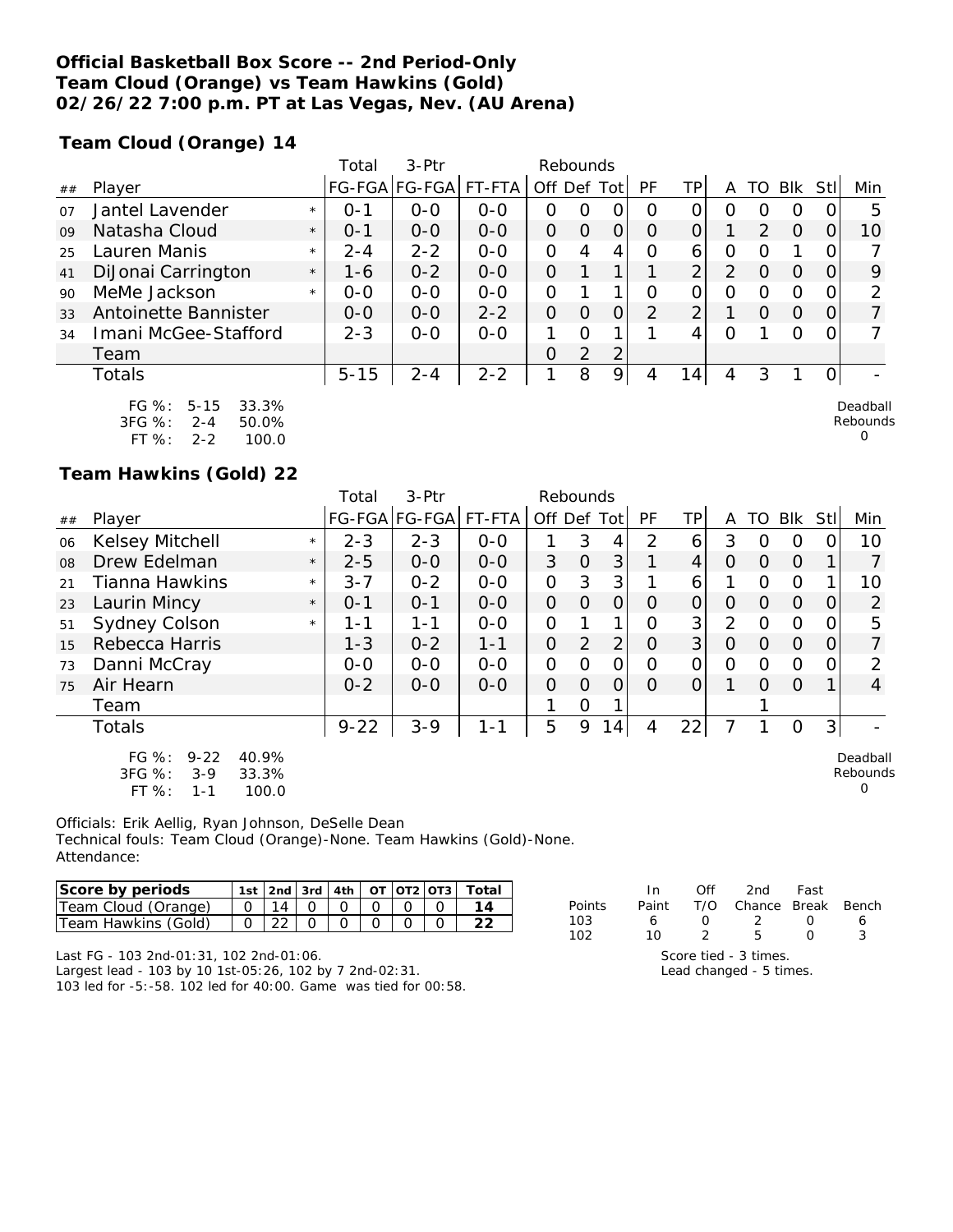**Official Basketball Box Score -- 2nd Period-Only**
**Team Cloud (Orange) vs Team Hawkins (Gold)**
**02/26/22 7:00 p.m. PT at Las Vegas, Nev. (AU Arena)**

**Team Cloud (Orange) 14**

| ## | Player | | Total FG-FGA | 3-Ptr FG-FGA | FT-FTA | Rebounds Off | Def | Tot | PF | TP | A | TO | Blk | Stl | Min |
|---|---|---|---|---|---|---|---|---|---|---|---|---|---|---|---|
| 07 | Jantel Lavender | * | 0-1 | 0-0 | 0-0 | 0 | 0 | 0 | 0 | 0 | 0 | 0 | 0 | 0 | 5 |
| 09 | Natasha Cloud | * | 0-1 | 0-0 | 0-0 | 0 | 0 | 0 | 0 | 0 | 1 | 2 | 0 | 0 | 10 |
| 25 | Lauren Manis | * | 2-4 | 2-2 | 0-0 | 0 | 4 | 4 | 0 | 6 | 0 | 0 | 1 | 0 | 7 |
| 41 | DiJonai Carrington | * | 1-6 | 0-2 | 0-0 | 0 | 1 | 1 | 1 | 2 | 2 | 0 | 0 | 0 | 9 |
| 90 | MeMe Jackson | * | 0-0 | 0-0 | 0-0 | 0 | 1 | 1 | 0 | 0 | 0 | 0 | 0 | 0 | 2 |
| 33 | Antoinette Bannister | | 0-0 | 0-0 | 2-2 | 0 | 0 | 0 | 2 | 2 | 1 | 0 | 0 | 0 | 7 |
| 34 | Imani McGee-Stafford | | 2-3 | 0-0 | 0-0 | 1 | 0 | 1 | 1 | 4 | 0 | 1 | 0 | 0 | 7 |
| | Team | | | | | 0 | 2 | 2 | | | | | | | |
| | Totals | | 5-15 | 2-4 | 2-2 | 1 | 8 | 9 | 4 | 14 | 4 | 3 | 1 | 0 | - |

FG %: 5-15 33.3%
3FG %: 2-4 50.0%
FT %: 2-2 100.0

Deadball Rebounds 0

**Team Hawkins (Gold) 22**

| ## | Player | | Total FG-FGA | 3-Ptr FG-FGA | FT-FTA | Rebounds Off | Def | Tot | PF | TP | A | TO | Blk | Stl | Min |
|---|---|---|---|---|---|---|---|---|---|---|---|---|---|---|---|
| 06 | Kelsey Mitchell | * | 2-3 | 2-3 | 0-0 | 1 | 3 | 4 | 2 | 6 | 3 | 0 | 0 | 0 | 10 |
| 08 | Drew Edelman | * | 2-5 | 0-0 | 0-0 | 3 | 0 | 3 | 1 | 4 | 0 | 0 | 0 | 1 | 7 |
| 21 | Tianna Hawkins | * | 3-7 | 0-2 | 0-0 | 0 | 3 | 3 | 1 | 6 | 1 | 0 | 0 | 1 | 10 |
| 23 | Laurin Mincy | * | 0-1 | 0-1 | 0-0 | 0 | 0 | 0 | 0 | 0 | 0 | 0 | 0 | 0 | 2 |
| 51 | Sydney Colson | * | 1-1 | 1-1 | 0-0 | 0 | 1 | 1 | 0 | 3 | 2 | 0 | 0 | 0 | 5 |
| 15 | Rebecca Harris | | 1-3 | 0-2 | 1-1 | 0 | 2 | 2 | 0 | 3 | 0 | 0 | 0 | 0 | 7 |
| 73 | Danni McCray | | 0-0 | 0-0 | 0-0 | 0 | 0 | 0 | 0 | 0 | 0 | 0 | 0 | 0 | 2 |
| 75 | Air Hearn | | 0-2 | 0-0 | 0-0 | 0 | 0 | 0 | 0 | 0 | 1 | 0 | 0 | 1 | 4 |
| | Team | | | | | 1 | 0 | 1 | | | | 1 | | | |
| | Totals | | 9-22 | 3-9 | 1-1 | 5 | 9 | 14 | 4 | 22 | 7 | 1 | 0 | 3 | - |

FG %: 9-22 40.9%
3FG %: 3-9 33.3%
FT %: 1-1 100.0

Deadball Rebounds 0

Officials: Erik Aellig, Ryan Johnson, DeSelle Dean
Technical fouls: Team Cloud (Orange)-None. Team Hawkins (Gold)-None.
Attendance:

| Score by periods | 1st | 2nd | 3rd | 4th | OT | OT2 | OT3 | Total |
|---|---|---|---|---|---|---|---|---|
| Team Cloud (Orange) | 0 | 14 | 0 | 0 | 0 | 0 | 0 | 14 |
| Team Hawkins (Gold) | 0 | 22 | 0 | 0 | 0 | 0 | 0 | 22 |

| Points | In Paint | Off T/O | 2nd Chance | Fast Break | Bench |
|---|---|---|---|---|---|
| 103 | 6 | 0 | 2 | 0 | 6 |
| 102 | 10 | 2 | 5 | 0 | 3 |

Last FG - 103 2nd-01:31, 102 2nd-01:06.
Largest lead - 103 by 10 1st-05:26, 102 by 7 2nd-02:31.
103 led for -5:-58. 102 led for 40:00. Game was tied for 00:58.

Score tied - 3 times.
Lead changed - 5 times.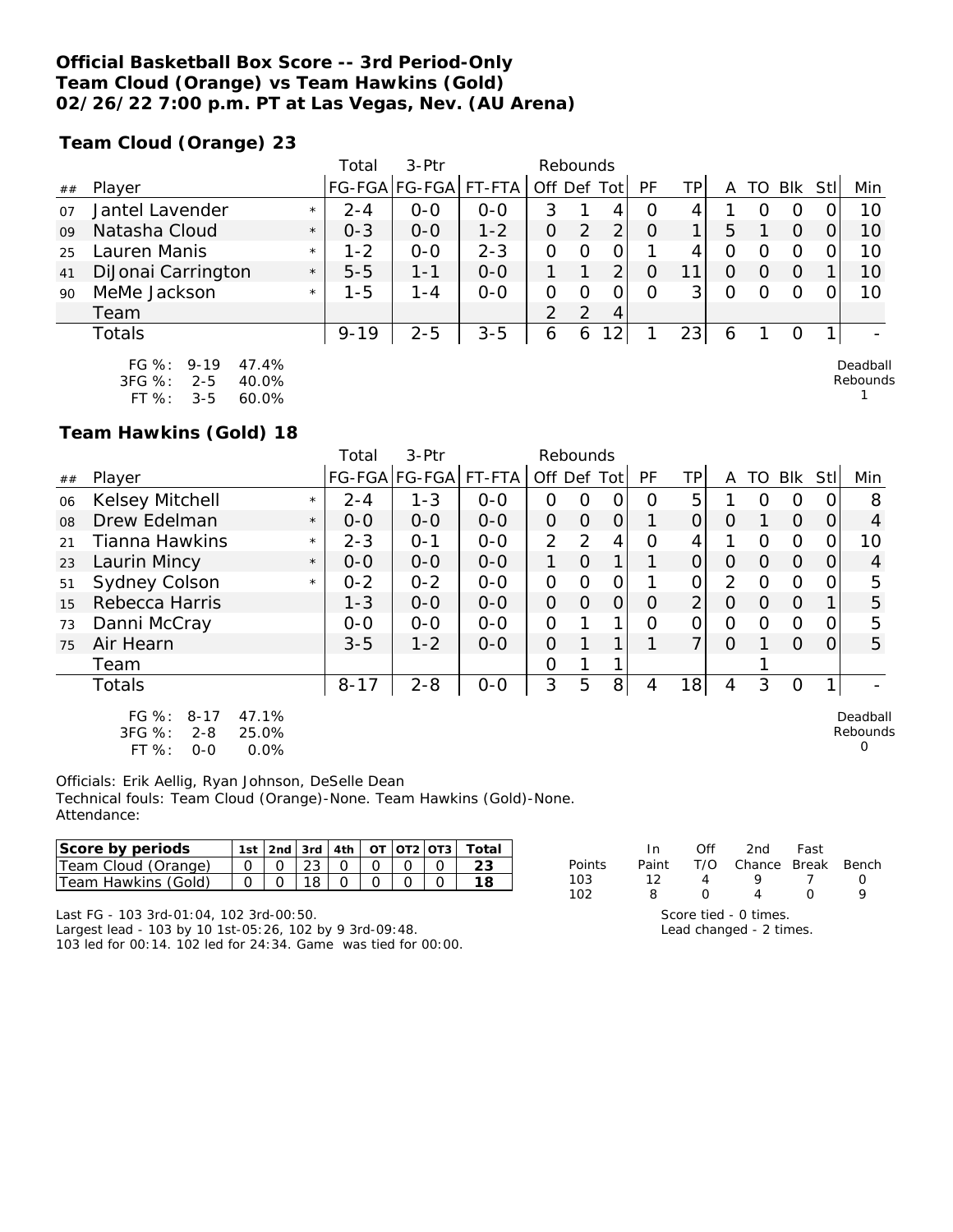**Official Basketball Box Score -- 3rd Period-Only**
**Team Cloud (Orange) vs Team Hawkins (Gold)**
**02/26/22 7:00 p.m. PT at Las Vegas, Nev. (AU Arena)**

## Team Cloud (Orange) 23

| ## | Player | | Total FG-FGA | 3-Ptr FG-FGA | FT-FTA | Rebounds Off | Def | Tot | PF | TP | A | TO | Blk | Stl | Min |
|---|---|---|---|---|---|---|---|---|---|---|---|---|---|---|---|
| 07 | Jantel Lavender | * | 2-4 | 0-0 | 0-0 | 3 | 1 | 4 | 0 | 4 | 1 | 0 | 0 | 0 | 10 |
| 09 | Natasha Cloud | * | 0-3 | 0-0 | 1-2 | 0 | 2 | 2 | 0 | 1 | 5 | 1 | 0 | 0 | 10 |
| 25 | Lauren Manis | * | 1-2 | 0-0 | 2-3 | 0 | 0 | 0 | 1 | 4 | 0 | 0 | 0 | 0 | 10 |
| 41 | DiJonai Carrington | * | 5-5 | 1-1 | 0-0 | 1 | 1 | 2 | 0 | 11 | 0 | 0 | 0 | 1 | 10 |
| 90 | MeMe Jackson | * | 1-5 | 1-4 | 0-0 | 0 | 0 | 0 | 0 | 3 | 0 | 0 | 0 | 0 | 10 |
| | Team | | | | | 2 | 2 | 4 | | | | | | | |
| | Totals | | 9-19 | 2-5 | 3-5 | 6 | 6 | 12 | 1 | 23 | 6 | 1 | 0 | 1 | - |

FG %: 9-19 47.4%
3FG %: 2-5 40.0%
FT %: 3-5 60.0%

Deadball Rebounds 1

## Team Hawkins (Gold) 18

| ## | Player | | Total FG-FGA | 3-Ptr FG-FGA | FT-FTA | Rebounds Off | Def | Tot | PF | TP | A | TO | Blk | Stl | Min |
|---|---|---|---|---|---|---|---|---|---|---|---|---|---|---|---|
| 06 | Kelsey Mitchell | * | 2-4 | 1-3 | 0-0 | 0 | 0 | 0 | 0 | 5 | 1 | 0 | 0 | 0 | 8 |
| 08 | Drew Edelman | * | 0-0 | 0-0 | 0-0 | 0 | 0 | 0 | 1 | 0 | 0 | 1 | 0 | 0 | 4 |
| 21 | Tianna Hawkins | * | 2-3 | 0-1 | 0-0 | 2 | 2 | 4 | 0 | 4 | 1 | 0 | 0 | 0 | 10 |
| 23 | Laurin Mincy | * | 0-0 | 0-0 | 0-0 | 1 | 0 | 1 | 1 | 0 | 0 | 0 | 0 | 0 | 4 |
| 51 | Sydney Colson | * | 0-2 | 0-2 | 0-0 | 0 | 0 | 0 | 1 | 0 | 2 | 0 | 0 | 0 | 5 |
| 15 | Rebecca Harris | | 1-3 | 0-0 | 0-0 | 0 | 0 | 0 | 0 | 2 | 0 | 0 | 0 | 1 | 5 |
| 73 | Danni McCray | | 0-0 | 0-0 | 0-0 | 0 | 1 | 1 | 0 | 0 | 0 | 0 | 0 | 0 | 5 |
| 75 | Air Hearn | | 3-5 | 1-2 | 0-0 | 0 | 1 | 1 | 1 | 7 | 0 | 1 | 0 | 0 | 5 |
| | Team | | | | | 0 | 1 | 1 | | | | 1 | | | |
| | Totals | | 8-17 | 2-8 | 0-0 | 3 | 5 | 8 | 4 | 18 | 4 | 3 | 0 | 1 | - |

FG %: 8-17 47.1%
3FG %: 2-8 25.0%
FT %: 0-0 0.0%

Deadball Rebounds 0

Officials: Erik Aellig, Ryan Johnson, DeSelle Dean
Technical fouls: Team Cloud (Orange)-None. Team Hawkins (Gold)-None.
Attendance:

| Score by periods | 1st | 2nd | 3rd | 4th | OT | OT2 | OT3 | Total |
|---|---|---|---|---|---|---|---|---|
| Team Cloud (Orange) | 0 | 0 | 23 | 0 | 0 | 0 | 0 | 23 |
| Team Hawkins (Gold) | 0 | 0 | 18 | 0 | 0 | 0 | 0 | 18 |

| Points | In Paint | Off T/O | 2nd Chance | Fast Break | Bench |
|---|---|---|---|---|---|
| 103 | 12 | 4 | 9 | 7 | 0 |
| 102 | 8 | 0 | 4 | 0 | 9 |

Last FG - 103 3rd-01:04, 102 3rd-00:50.
Largest lead - 103 by 10 1st-05:26, 102 by 9 3rd-09:48.
103 led for 00:14. 102 led for 24:34. Game was tied for 00:00.

Score tied - 0 times.
Lead changed - 2 times.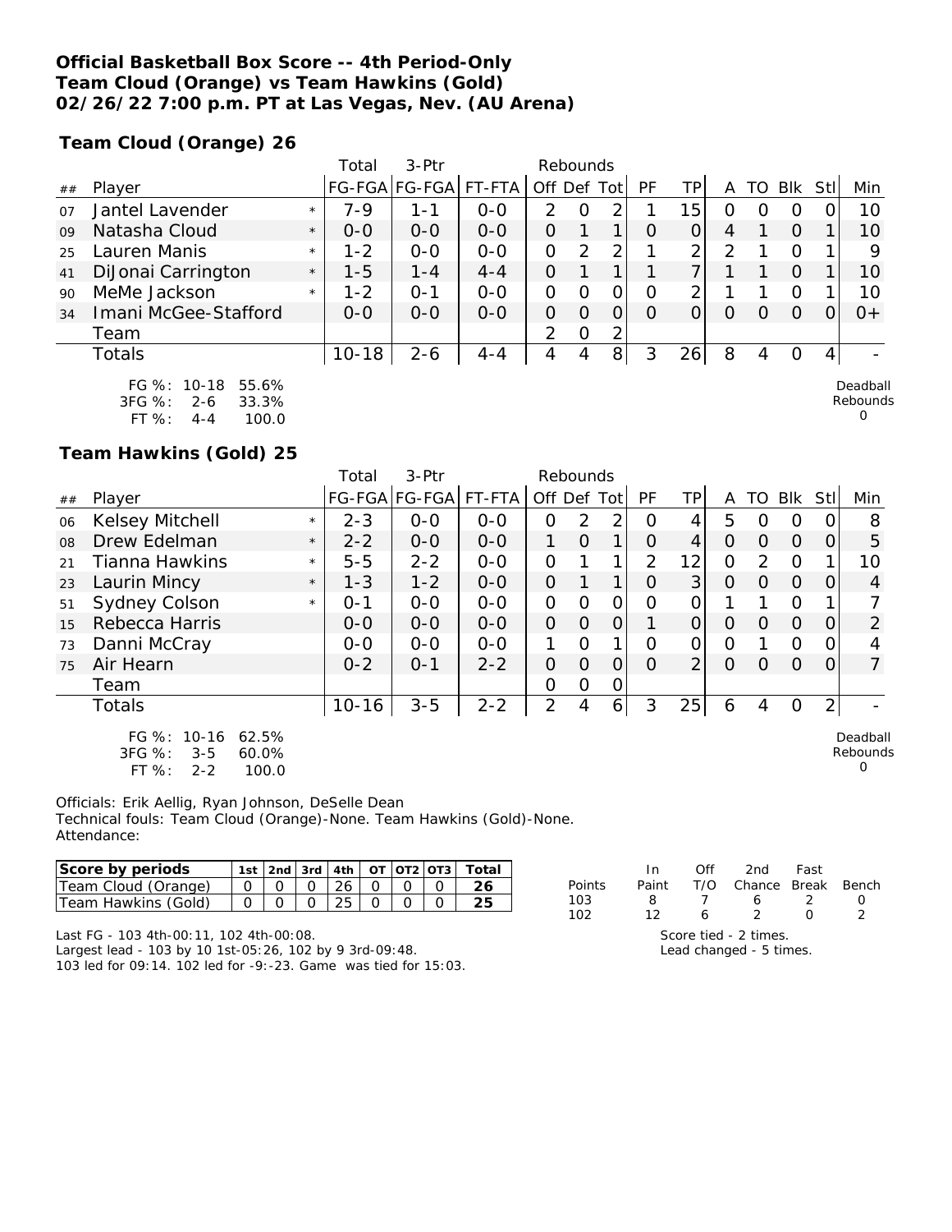**Official Basketball Box Score -- 4th Period-Only**
**Team Cloud (Orange) vs Team Hawkins (Gold)**
**02/26/22 7:00 p.m. PT at Las Vegas, Nev. (AU Arena)**

**Team Cloud (Orange) 26**

| ## | Player | | Total FG-FGA | 3-Ptr FG-FGA | FT-FTA | Rebounds Off | Def | Tot | PF | TP | A | TO | Blk | Stl | Min |
|---|---|---|---|---|---|---|---|---|---|---|---|---|---|---|---|
| 07 | Jantel Lavender | * | 7-9 | 1-1 | 0-0 | 2 | 0 | 2 | 1 | 15 | 0 | 0 | 0 | 0 | 10 |
| 09 | Natasha Cloud | * | 0-0 | 0-0 | 0-0 | 0 | 1 | 1 | 0 | 0 | 4 | 1 | 0 | 1 | 10 |
| 25 | Lauren Manis | * | 1-2 | 0-0 | 0-0 | 0 | 2 | 2 | 1 | 2 | 2 | 1 | 0 | 1 | 9 |
| 41 | DiJonai Carrington | * | 1-5 | 1-4 | 4-4 | 0 | 1 | 1 | 1 | 7 | 1 | 1 | 0 | 1 | 10 |
| 90 | MeMe Jackson | * | 1-2 | 0-1 | 0-0 | 0 | 0 | 0 | 0 | 2 | 1 | 1 | 0 | 1 | 10 |
| 34 | Imani McGee-Stafford | | 0-0 | 0-0 | 0-0 | 0 | 0 | 0 | 0 | 0 | 0 | 0 | 0 | 0 | 0+ |
| | Team | | | | | 2 | 0 | 2 | | | | | | | |
| | Totals | | 10-18 | 2-6 | 4-4 | 4 | 4 | 8 | 3 | 26 | 8 | 4 | 0 | 4 | - |

FG %: 10-18 55.6%
3FG %: 2-6 33.3%
FT %: 4-4 100.0

Deadball Rebounds 0

**Team Hawkins (Gold) 25**

| ## | Player | | Total FG-FGA | 3-Ptr FG-FGA | FT-FTA | Rebounds Off | Def | Tot | PF | TP | A | TO | Blk | Stl | Min |
|---|---|---|---|---|---|---|---|---|---|---|---|---|---|---|---|
| 06 | Kelsey Mitchell | * | 2-3 | 0-0 | 0-0 | 0 | 2 | 2 | 0 | 4 | 5 | 0 | 0 | 0 | 8 |
| 08 | Drew Edelman | * | 2-2 | 0-0 | 0-0 | 1 | 0 | 1 | 0 | 4 | 0 | 0 | 0 | 0 | 5 |
| 21 | Tianna Hawkins | * | 5-5 | 2-2 | 0-0 | 0 | 1 | 1 | 2 | 12 | 0 | 2 | 0 | 1 | 10 |
| 23 | Laurin Mincy | * | 1-3 | 1-2 | 0-0 | 0 | 1 | 1 | 0 | 3 | 0 | 0 | 0 | 0 | 4 |
| 51 | Sydney Colson | * | 0-1 | 0-0 | 0-0 | 0 | 0 | 0 | 0 | 0 | 1 | 1 | 0 | 1 | 7 |
| 15 | Rebecca Harris | | 0-0 | 0-0 | 0-0 | 0 | 0 | 0 | 1 | 0 | 0 | 0 | 0 | 0 | 2 |
| 73 | Danni McCray | | 0-0 | 0-0 | 0-0 | 1 | 0 | 1 | 0 | 0 | 0 | 1 | 0 | 0 | 4 |
| 75 | Air Hearn | | 0-2 | 0-1 | 2-2 | 0 | 0 | 0 | 0 | 2 | 0 | 0 | 0 | 0 | 7 |
| | Team | | | | | 0 | 0 | 0 | | | | | | | |
| | Totals | | 10-16 | 3-5 | 2-2 | 2 | 4 | 6 | 3 | 25 | 6 | 4 | 0 | 2 | - |

FG %: 10-16 62.5%
3FG %: 3-5 60.0%
FT %: 2-2 100.0

Deadball Rebounds 0

Officials: Erik Aellig, Ryan Johnson, DeSelle Dean
Technical fouls: Team Cloud (Orange)-None. Team Hawkins (Gold)-None.
Attendance:

| Score by periods | 1st | 2nd | 3rd | 4th | OT | OT2 | OT3 | Total |
|---|---|---|---|---|---|---|---|---|
| Team Cloud (Orange) | 0 | 0 | 0 | 26 | 0 | 0 | 0 | 26 |
| Team Hawkins (Gold) | 0 | 0 | 0 | 25 | 0 | 0 | 0 | 25 |

| Points | In Paint | Off T/O | 2nd Chance | Fast Break | Bench |
|---|---|---|---|---|---|
| 103 | 8 | 7 | 6 | 2 | 0 |
| 102 | 12 | 6 | 2 | 0 | 2 |

Score tied - 2 times.
Lead changed - 5 times.

Last FG - 103 4th-00:11, 102 4th-00:08.
Largest lead - 103 by 10 1st-05:26, 102 by 9 3rd-09:48.
103 led for 09:14. 102 led for -9:-23. Game was tied for 15:03.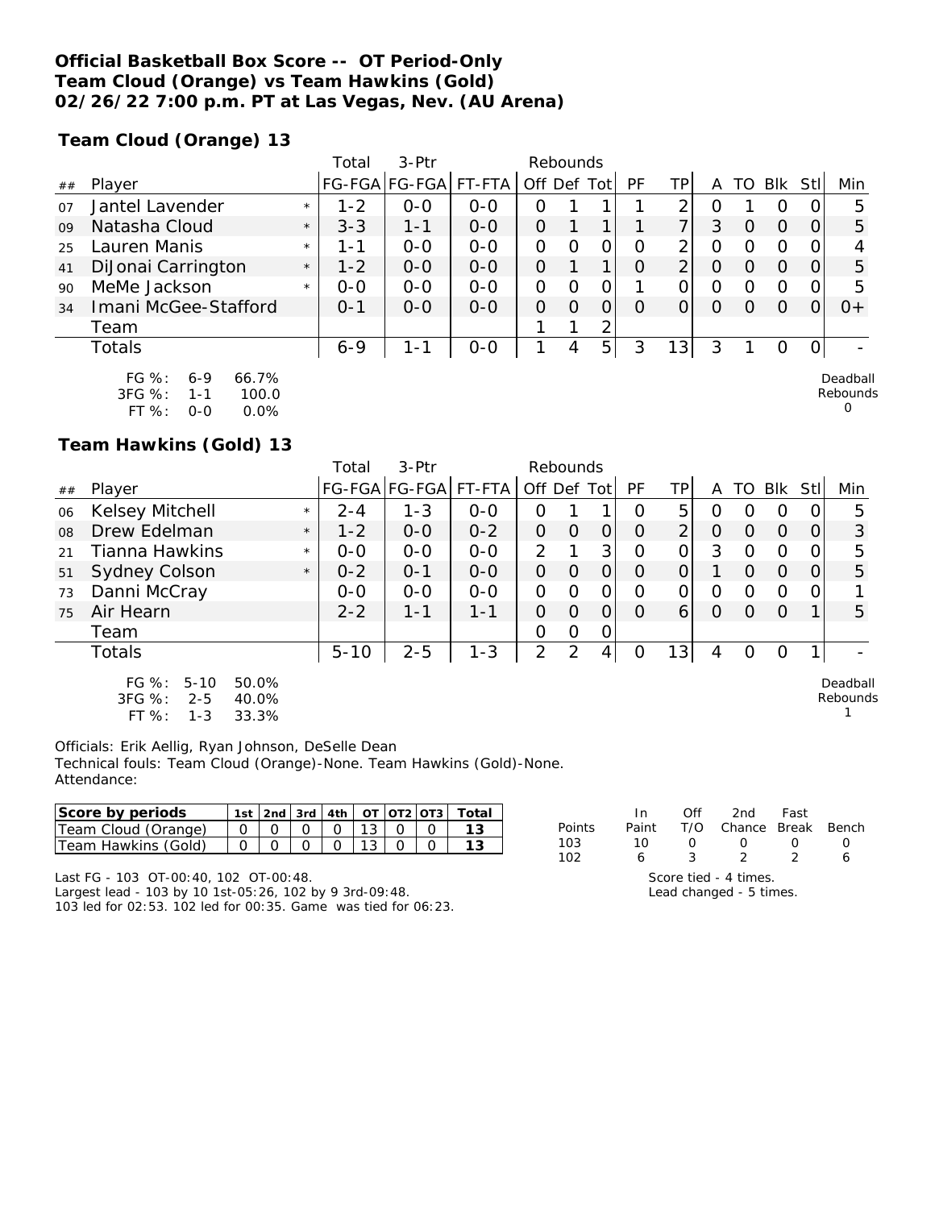# Official Basketball Box Score -- OT Period-Only
# Team Cloud (Orange) vs Team Hawkins (Gold)
# 02/26/22 7:00 p.m. PT at Las Vegas, Nev. (AU Arena)

## Team Cloud (Orange) 13

| ## | Player | | Total FG-FGA | 3-Ptr FG-FGA | FT-FTA | Rebounds Off | Def | Tot | PF | TP | A | TO | Blk | Stl | Min |
|---|---|---|---|---|---|---|---|---|---|---|---|---|---|---|---|
| 07 | Jantel Lavender | * | 1-2 | 0-0 | 0-0 | 0 | 1 | 1 | 1 | 2 | 0 | 1 | 0 | 0 | 5 |
| 09 | Natasha Cloud | * | 3-3 | 1-1 | 0-0 | 0 | 1 | 1 | 1 | 7 | 3 | 0 | 0 | 0 | 5 |
| 25 | Lauren Manis | * | 1-1 | 0-0 | 0-0 | 0 | 0 | 0 | 0 | 2 | 0 | 0 | 0 | 0 | 4 |
| 41 | DiJonai Carrington | * | 1-2 | 0-0 | 0-0 | 0 | 1 | 1 | 0 | 2 | 0 | 0 | 0 | 0 | 5 |
| 90 | MeMe Jackson | * | 0-0 | 0-0 | 0-0 | 0 | 0 | 0 | 1 | 0 | 0 | 0 | 0 | 0 | 5 |
| 34 | Imani McGee-Stafford | | 0-1 | 0-0 | 0-0 | 0 | 0 | 0 | 0 | 0 | 0 | 0 | 0 | 0 | 0+ |
| | Team | | | | | 1 | 1 | 2 | | | | | | | |
| | Totals | | 6-9 | 1-1 | 0-0 | 1 | 4 | 5 | 3 | 13 | 3 | 1 | 0 | 0 | - |

FG %: 6-9 66.7%
3FG %: 1-1 100.0
FT %: 0-0 0.0%

Deadball Rebounds 0

## Team Hawkins (Gold) 13

| ## | Player | | Total FG-FGA | 3-Ptr FG-FGA | FT-FTA | Rebounds Off | Def | Tot | PF | TP | A | TO | Blk | Stl | Min |
|---|---|---|---|---|---|---|---|---|---|---|---|---|---|---|---|
| 06 | Kelsey Mitchell | * | 2-4 | 1-3 | 0-0 | 0 | 1 | 1 | 0 | 5 | 0 | 0 | 0 | 0 | 5 |
| 08 | Drew Edelman | * | 1-2 | 0-0 | 0-2 | 0 | 0 | 0 | 0 | 2 | 0 | 0 | 0 | 0 | 3 |
| 21 | Tianna Hawkins | * | 0-0 | 0-0 | 0-0 | 2 | 1 | 3 | 0 | 0 | 3 | 0 | 0 | 0 | 5 |
| 51 | Sydney Colson | * | 0-2 | 0-1 | 0-0 | 0 | 0 | 0 | 0 | 0 | 1 | 0 | 0 | 0 | 5 |
| 73 | Danni McCray | | 0-0 | 0-0 | 0-0 | 0 | 0 | 0 | 0 | 0 | 0 | 0 | 0 | 0 | 1 |
| 75 | Air Hearn | | 2-2 | 1-1 | 1-1 | 0 | 0 | 0 | 0 | 6 | 0 | 0 | 0 | 1 | 5 |
| | Team | | | | | 0 | 0 | 0 | | | | | | | |
| | Totals | | 5-10 | 2-5 | 1-3 | 2 | 2 | 4 | 0 | 13 | 4 | 0 | 0 | 1 | - |

FG %: 5-10 50.0%
3FG %: 2-5 40.0%
FT %: 1-3 33.3%

Deadball Rebounds 1

Officials: Erik Aellig, Ryan Johnson, DeSelle Dean
Technical fouls: Team Cloud (Orange)-None. Team Hawkins (Gold)-None.
Attendance:

| Score by periods | 1st | 2nd | 3rd | 4th | OT | OT2 | OT3 | Total |
|---|---|---|---|---|---|---|---|---|
| Team Cloud (Orange) | 0 | 0 | 0 | 0 | 13 | 0 | 0 | 13 |
| Team Hawkins (Gold) | 0 | 0 | 0 | 0 | 13 | 0 | 0 | 13 |

| Points | In Paint | Off T/O | 2nd Chance | Fast Break | Bench |
|---|---|---|---|---|---|
| 103 | 10 | 0 | 0 | 0 | 0 |
| 102 | 6 | 3 | 2 | 2 | 6 |

Score tied - 4 times.
Lead changed - 5 times.

Last FG - 103 OT-00:40, 102 OT-00:48.
Largest lead - 103 by 10 1st-05:26, 102 by 9 3rd-09:48.
103 led for 02:53. 102 led for 00:35. Game was tied for 06:23.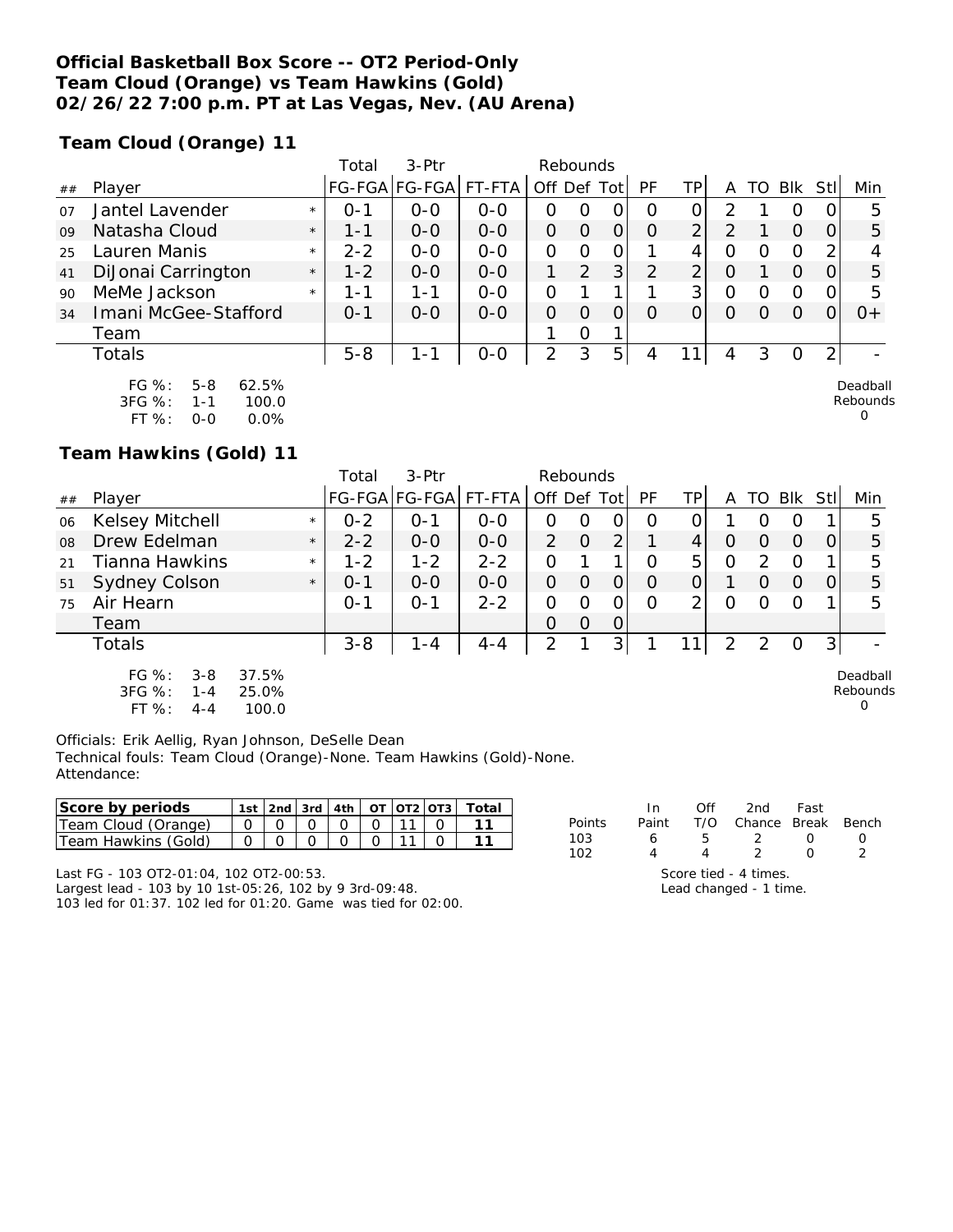**Official Basketball Box Score -- OT2 Period-Only**
**Team Cloud (Orange) vs Team Hawkins (Gold)**
**02/26/22 7:00 p.m. PT at Las Vegas, Nev. (AU Arena)**

**Team Cloud (Orange) 11**

| ## | Player | | Total FG-FGA | 3-Ptr FG-FGA | FT-FTA | Rebounds Off | Def | Tot | PF | TP | A | TO | Blk | Stl | Min |
|---|---|---|---|---|---|---|---|---|---|---|---|---|---|---|---|
| 07 | Jantel Lavender | * | 0-1 | 0-0 | 0-0 | 0 | 0 | 0 | 0 | 0 | 2 | 1 | 0 | 0 | 5 |
| 09 | Natasha Cloud | * | 1-1 | 0-0 | 0-0 | 0 | 0 | 0 | 0 | 2 | 2 | 1 | 0 | 0 | 5 |
| 25 | Lauren Manis | * | 2-2 | 0-0 | 0-0 | 0 | 0 | 0 | 1 | 4 | 0 | 0 | 0 | 2 | 4 |
| 41 | DiJonai Carrington | * | 1-2 | 0-0 | 0-0 | 1 | 2 | 3 | 2 | 2 | 0 | 1 | 0 | 0 | 5 |
| 90 | MeMe Jackson | * | 1-1 | 1-1 | 0-0 | 0 | 1 | 1 | 1 | 3 | 0 | 0 | 0 | 0 | 5 |
| 34 | Imani McGee-Stafford | | 0-1 | 0-0 | 0-0 | 0 | 0 | 0 | 0 | 0 | 0 | 0 | 0 | 0 | 0+ |
| | Team | | | | | 1 | 0 | 1 | | | | | | | |
| | Totals | | 5-8 | 1-1 | 0-0 | 2 | 3 | 5 | 4 | 11 | 4 | 3 | 0 | 2 | - |

FG %: 5-8 62.5%
3FG %: 1-1 100.0
FT %: 0-0 0.0%

Deadball Rebounds 0

**Team Hawkins (Gold) 11**

| ## | Player | | Total FG-FGA | 3-Ptr FG-FGA | FT-FTA | Rebounds Off | Def | Tot | PF | TP | A | TO | Blk | Stl | Min |
|---|---|---|---|---|---|---|---|---|---|---|---|---|---|---|---|
| 06 | Kelsey Mitchell | * | 0-2 | 0-1 | 0-0 | 0 | 0 | 0 | 0 | 0 | 1 | 0 | 0 | 1 | 5 |
| 08 | Drew Edelman | * | 2-2 | 0-0 | 0-0 | 2 | 0 | 2 | 1 | 4 | 0 | 0 | 0 | 0 | 5 |
| 21 | Tianna Hawkins | * | 1-2 | 1-2 | 2-2 | 0 | 1 | 1 | 0 | 5 | 0 | 2 | 0 | 1 | 5 |
| 51 | Sydney Colson | * | 0-1 | 0-0 | 0-0 | 0 | 0 | 0 | 0 | 0 | 1 | 0 | 0 | 0 | 5 |
| 75 | Air Hearn | | 0-1 | 0-1 | 2-2 | 0 | 0 | 0 | 0 | 2 | 0 | 0 | 0 | 1 | 5 |
| | Team | | | | | 0 | 0 | 0 | | | | | | | |
| | Totals | | 3-8 | 1-4 | 4-4 | 2 | 1 | 3 | 1 | 11 | 2 | 2 | 0 | 3 | - |

FG %: 3-8 37.5%
3FG %: 1-4 25.0%
FT %: 4-4 100.0

Deadball Rebounds 0

Officials: Erik Aellig, Ryan Johnson, DeSelle Dean
Technical fouls: Team Cloud (Orange)-None. Team Hawkins (Gold)-None.
Attendance:

| Score by periods | 1st | 2nd | 3rd | 4th | OT | OT2 | OT3 | Total |
|---|---|---|---|---|---|---|---|---|
| Team Cloud (Orange) | 0 | 0 | 0 | 0 | 0 | 11 | 0 | 11 |
| Team Hawkins (Gold) | 0 | 0 | 0 | 0 | 0 | 11 | 0 | 11 |

| Points | In Paint | Off T/O | 2nd Chance | Fast Break | Bench |
|---|---|---|---|---|---|
| 103 | 6 | 5 | 2 | 0 | 0 |
| 102 | 4 | 4 | 2 | 0 | 2 |

Score tied - 4 times.
Lead changed - 1 time.

Last FG - 103 OT2-01:04, 102 OT2-00:53.
Largest lead - 103 by 10 1st-05:26, 102 by 9 3rd-09:48.
103 led for 01:37. 102 led for 01:20. Game was tied for 02:00.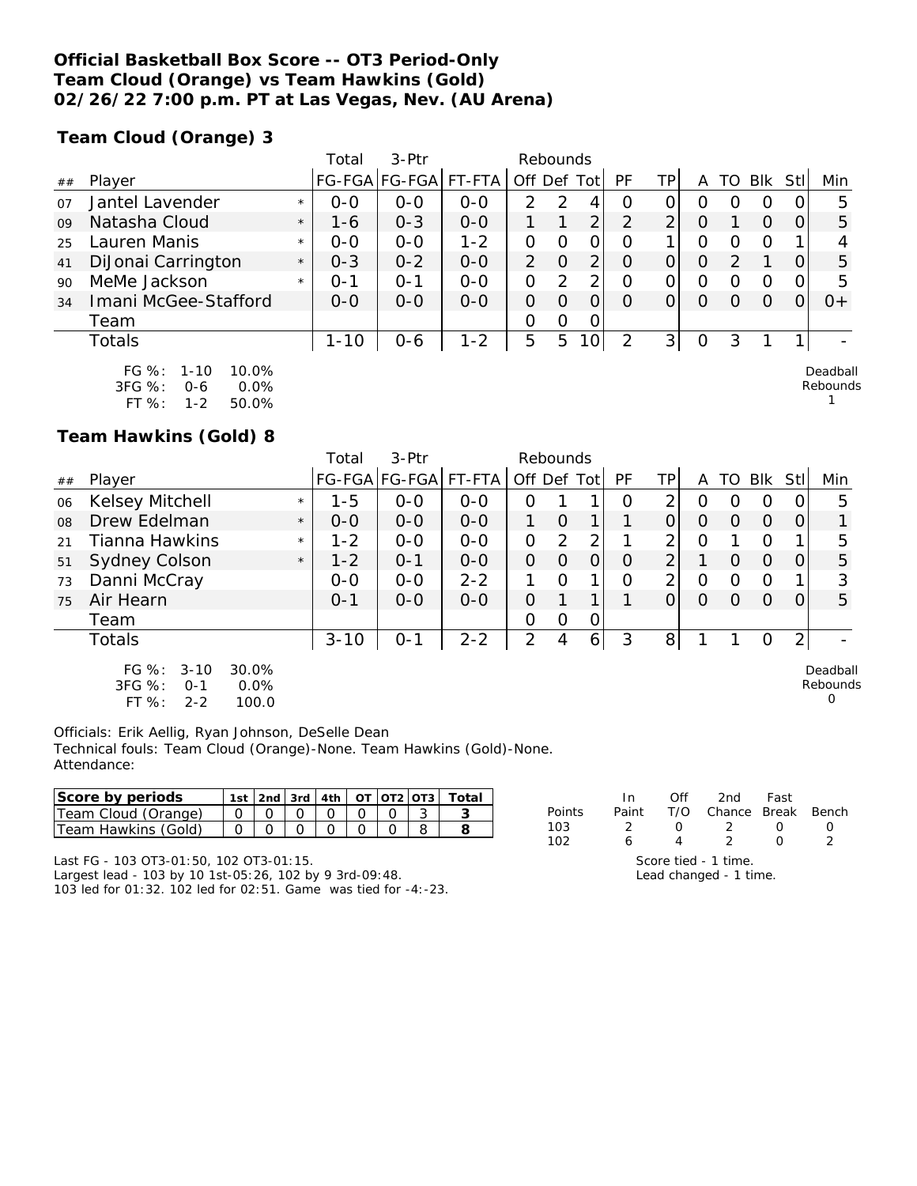**Official Basketball Box Score -- OT3 Period-Only**
**Team Cloud (Orange) vs Team Hawkins (Gold)**
**02/26/22 7:00 p.m. PT at Las Vegas, Nev. (AU Arena)**

**Team Cloud (Orange) 3**

| ## | Player | | Total FG-FGA | 3-Ptr FG-FGA | FT-FTA | Rebounds Off | Def | Tot | PF | TP | A | TO | Blk | Stl | Min |
|---|---|---|---|---|---|---|---|---|---|---|---|---|---|---|---|
| 07 | Jantel Lavender | * | 0-0 | 0-0 | 0-0 | 2 | 2 | 4 | 0 | 0 | 0 | 0 | 0 | 0 | 5 |
| 09 | Natasha Cloud | * | 1-6 | 0-3 | 0-0 | 1 | 1 | 2 | 2 | 2 | 0 | 1 | 0 | 0 | 5 |
| 25 | Lauren Manis | * | 0-0 | 0-0 | 1-2 | 0 | 0 | 0 | 0 | 1 | 0 | 0 | 0 | 1 | 4 |
| 41 | DiJonai Carrington | * | 0-3 | 0-2 | 0-0 | 2 | 0 | 2 | 0 | 0 | 0 | 2 | 1 | 0 | 5 |
| 90 | MeMe Jackson | * | 0-1 | 0-1 | 0-0 | 0 | 2 | 2 | 0 | 0 | 0 | 0 | 0 | 0 | 5 |
| 34 | Imani McGee-Stafford | | 0-0 | 0-0 | 0-0 | 0 | 0 | 0 | 0 | 0 | 0 | 0 | 0 | 0 | 0+ |
| | Team | | | | | 0 | 0 | 0 | | | | | | | |
| | Totals | | 1-10 | 0-6 | 1-2 | 5 | 5 | 10 | 2 | 3 | 0 | 3 | 1 | 1 | - |

FG %: 1-10 10.0%
3FG %: 0-6 0.0%
FT %: 1-2 50.0%

Deadball Rebounds 1

**Team Hawkins (Gold) 8**

| ## | Player | | Total FG-FGA | 3-Ptr FG-FGA | FT-FTA | Rebounds Off | Def | Tot | PF | TP | A | TO | Blk | Stl | Min |
|---|---|---|---|---|---|---|---|---|---|---|---|---|---|---|---|
| 06 | Kelsey Mitchell | * | 1-5 | 0-0 | 0-0 | 0 | 1 | 1 | 0 | 2 | 0 | 0 | 0 | 0 | 5 |
| 08 | Drew Edelman | * | 0-0 | 0-0 | 0-0 | 1 | 0 | 1 | 1 | 0 | 0 | 0 | 0 | 0 | 1 |
| 21 | Tianna Hawkins | * | 1-2 | 0-0 | 0-0 | 0 | 2 | 2 | 1 | 2 | 0 | 1 | 0 | 1 | 5 |
| 51 | Sydney Colson | * | 1-2 | 0-1 | 0-0 | 0 | 0 | 0 | 0 | 2 | 1 | 0 | 0 | 0 | 5 |
| 73 | Danni McCray | | 0-0 | 0-0 | 2-2 | 1 | 0 | 1 | 0 | 2 | 0 | 0 | 0 | 1 | 3 |
| 75 | Air Hearn | | 0-1 | 0-0 | 0-0 | 0 | 1 | 1 | 1 | 0 | 0 | 0 | 0 | 0 | 5 |
| | Team | | | | | 0 | 0 | 0 | | | | | | | |
| | Totals | | 3-10 | 0-1 | 2-2 | 2 | 4 | 6 | 3 | 8 | 1 | 1 | 0 | 2 | - |

FG %: 3-10 30.0%
3FG %: 0-1 0.0%
FT %: 2-2 100.0

Deadball Rebounds 0

Officials: Erik Aellig, Ryan Johnson, DeSelle Dean
Technical fouls: Team Cloud (Orange)-None. Team Hawkins (Gold)-None.
Attendance:

| Score by periods | 1st | 2nd | 3rd | 4th | OT | OT2 | OT3 | Total |
|---|---|---|---|---|---|---|---|---|
| Team Cloud (Orange) | 0 | 0 | 0 | 0 | 0 | 0 | 3 | 3 |
| Team Hawkins (Gold) | 0 | 0 | 0 | 0 | 0 | 0 | 8 | 8 |

| Points | In Paint | Off T/O | 2nd Chance | Fast Break | Bench |
|---|---|---|---|---|---|
| 103 | 2 | 0 | 2 | 0 | 0 |
| 102 | 6 | 4 | 2 | 0 | 2 |

Last FG - 103 OT3-01:50, 102 OT3-01:15.
Largest lead - 103 by 10 1st-05:26, 102 by 9 3rd-09:48.
103 led for 01:32. 102 led for 02:51. Game was tied for -4:-23.

Score tied - 1 time.
Lead changed - 1 time.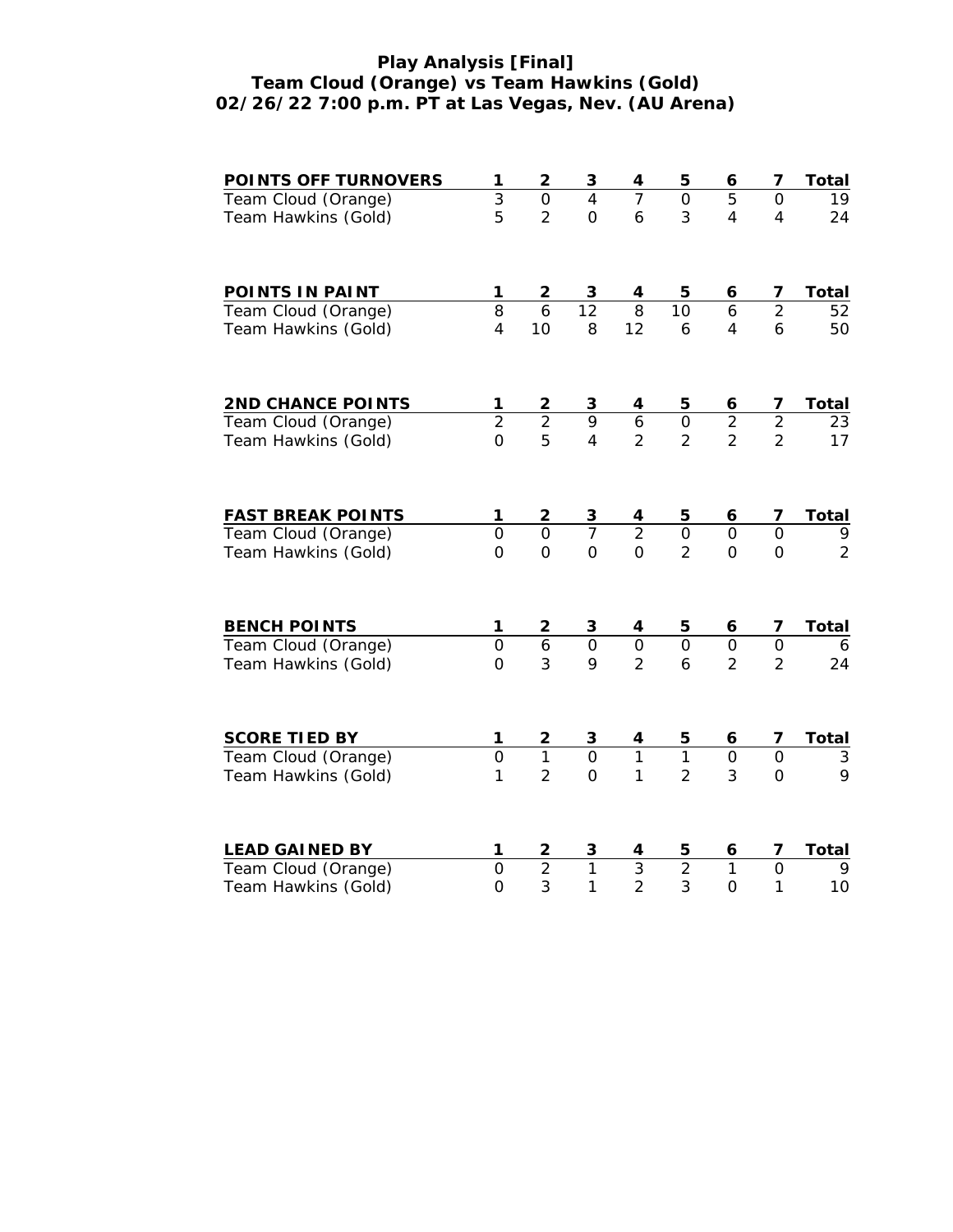**Play Analysis [Final]**
**Team Cloud (Orange) vs Team Hawkins (Gold)**
**02/26/22 7:00 p.m. PT at Las Vegas, Nev. (AU Arena)**

| POINTS OFF TURNOVERS | 1 | 2 | 3 | 4 | 5 | 6 | 7 | Total |
|---|---|---|---|---|---|---|---|---|
| Team Cloud (Orange) | 3 | 0 | 4 | 7 | 0 | 5 | 0 | 19 |
| Team Hawkins (Gold) | 5 | 2 | 0 | 6 | 3 | 4 | 4 | 24 |

| POINTS IN PAINT | 1 | 2 | 3 | 4 | 5 | 6 | 7 | Total |
|---|---|---|---|---|---|---|---|---|
| Team Cloud (Orange) | 8 | 6 | 12 | 8 | 10 | 6 | 2 | 52 |
| Team Hawkins (Gold) | 4 | 10 | 8 | 12 | 6 | 4 | 6 | 50 |

| 2ND CHANCE POINTS | 1 | 2 | 3 | 4 | 5 | 6 | 7 | Total |
|---|---|---|---|---|---|---|---|---|
| Team Cloud (Orange) | 2 | 2 | 9 | 6 | 0 | 2 | 2 | 23 |
| Team Hawkins (Gold) | 0 | 5 | 4 | 2 | 2 | 2 | 2 | 17 |

| FAST BREAK POINTS | 1 | 2 | 3 | 4 | 5 | 6 | 7 | Total |
|---|---|---|---|---|---|---|---|---|
| Team Cloud (Orange) | 0 | 0 | 7 | 2 | 0 | 0 | 0 | 9 |
| Team Hawkins (Gold) | 0 | 0 | 0 | 0 | 2 | 0 | 0 | 2 |

| BENCH POINTS | 1 | 2 | 3 | 4 | 5 | 6 | 7 | Total |
|---|---|---|---|---|---|---|---|---|
| Team Cloud (Orange) | 0 | 6 | 0 | 0 | 0 | 0 | 0 | 6 |
| Team Hawkins (Gold) | 0 | 3 | 9 | 2 | 6 | 2 | 2 | 24 |

| SCORE TIED BY | 1 | 2 | 3 | 4 | 5 | 6 | 7 | Total |
|---|---|---|---|---|---|---|---|---|
| Team Cloud (Orange) | 0 | 1 | 0 | 1 | 1 | 0 | 0 | 3 |
| Team Hawkins (Gold) | 1 | 2 | 0 | 1 | 2 | 3 | 0 | 9 |

| LEAD GAINED BY | 1 | 2 | 3 | 4 | 5 | 6 | 7 | Total |
|---|---|---|---|---|---|---|---|---|
| Team Cloud (Orange) | 0 | 2 | 1 | 3 | 2 | 1 | 0 | 9 |
| Team Hawkins (Gold) | 0 | 3 | 1 | 2 | 3 | 0 | 1 | 10 |